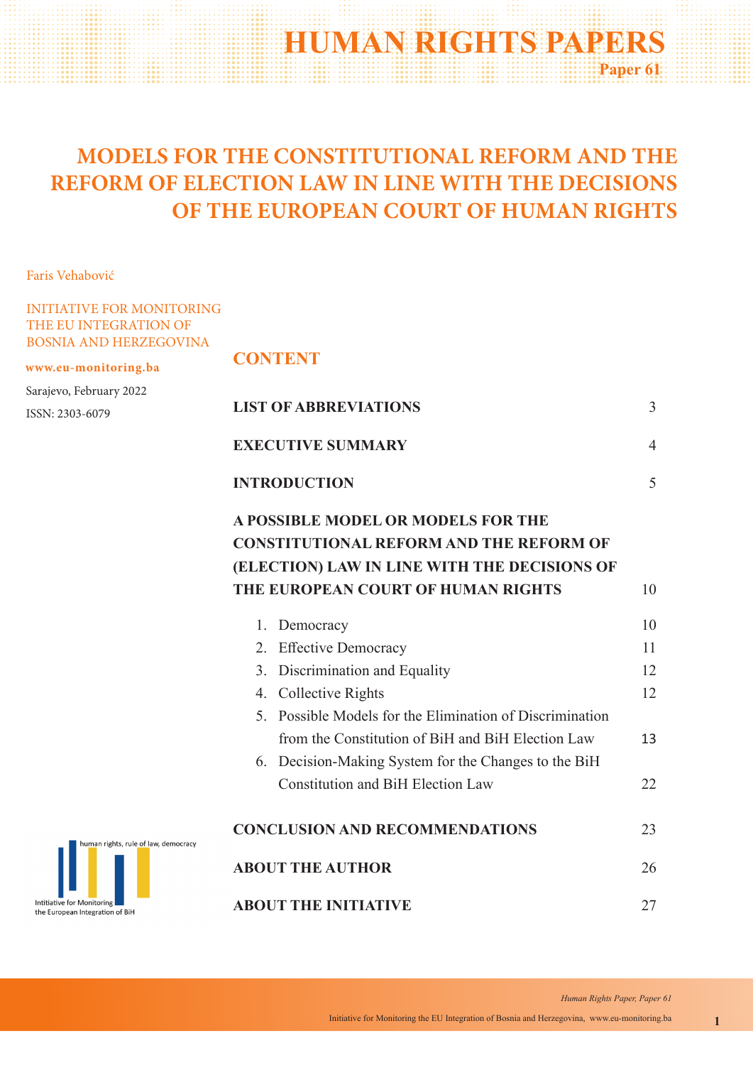# HUMAN RIGHTS PAPERS

**Paper 61**

# MODELS FOR THE CONSTITUTIONAL REFORM AND THE REFORM OF ELECTION LAW IN LINE WITH THE DECISIONS OF THE EUROPEAN COURT OF HUMAN RIGHTS

Faris Vehabović

INITIATIVE FOR MONITORING THE EU INTEGRATION OF BOSNIA AND HERZEGOVINA

**www.eu-monitoring.ba**

Sarajevo, February 2022

ISSN: 2303-6079

## CONTENT

| | |
|---|---|
| **LIST OF ABBREVIATIONS** | 3 |
| **EXECUTIVE SUMMARY** | 4 |
| **INTRODUCTION** | 5 |
| **A POSSIBLE MODEL OR MODELS FOR THE CONSTITUTIONAL REFORM AND THE REFORM OF (ELECTION) LAW IN LINE WITH THE DECISIONS OF THE EUROPEAN COURT OF HUMAN RIGHTS** | 10 |
| 1. Democracy | 10 |
| 2. Effective Democracy | 11 |
| 3. Discrimination and Equality | 12 |
| 4. Collective Rights | 12 |
| 5. Possible Models for the Elimination of Discrimination from the Constitution of BiH and BiH Election Law | 13 |
| 6. Decision-Making System for the Changes to the BiH Constitution and BiH Election Law | 22 |
| **CONCLUSION AND RECOMMENDATIONS** | 23 |
| **ABOUT THE AUTHOR** | 26 |
| **ABOUT THE INITIATIVE** | 27 |

human rights, rule of law, democracy

Intitiative for Monitoring the European Integration of BiH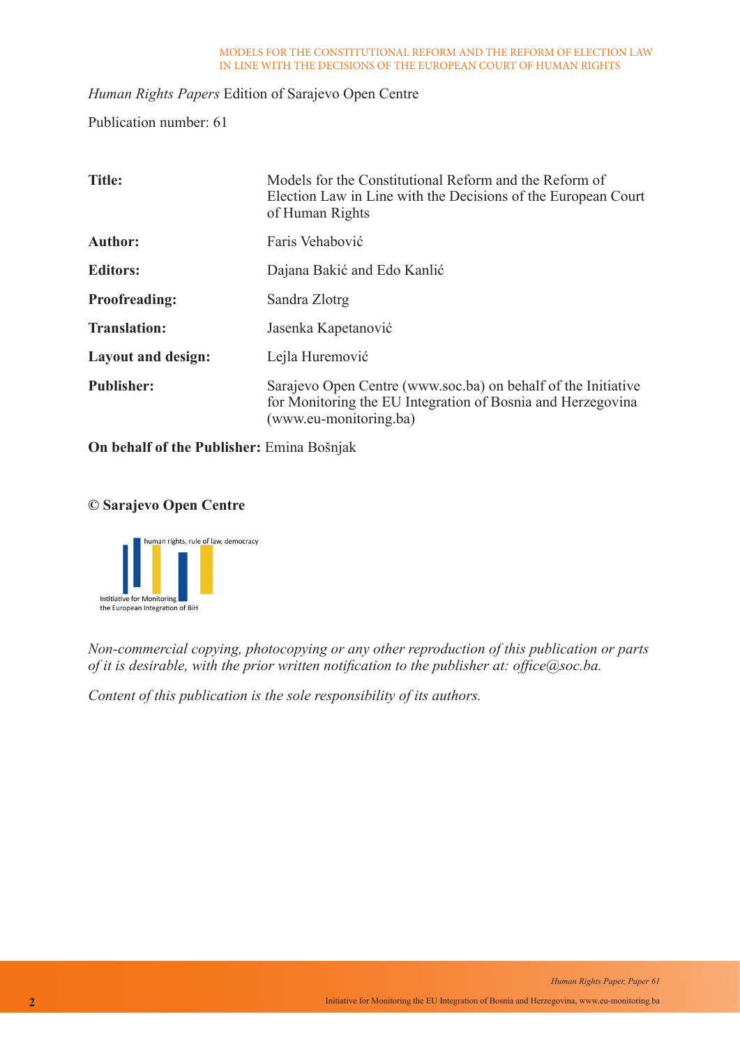*Human Rights Papers* Edition of Sarajevo Open Centre

Publication number: 61

| | |
|---|---|
| **Title:** | Models for the Constitutional Reform and the Reform of Election Law in Line with the Decisions of the European Court of Human Rights |
| **Author:** | Faris Vehabović |
| **Editors:** | Dajana Bakić and Edo Kanlić |
| **Proofreading:** | Sandra Zlotrg |
| **Translation:** | Jasenka Kapetanović |
| **Layout and design:** | Lejla Huremović |
| **Publisher:** | Sarajevo Open Centre (www.soc.ba) on behalf of the Initiative for Monitoring the EU Integration of Bosnia and Herzegovina (www.eu-monitoring.ba) |

**On behalf of the Publisher:** Emina Bošnjak

**© Sarajevo Open Centre**

human rights, rule of law, democracy

Intitiative for Monitoring the European Integration of BiH

*Non-commercial copying, photocopying or any other reproduction of this publication or parts of it is desirable, with the prior written notification to the publisher at: office@soc.ba.*

*Content of this publication is the sole responsibility of its authors.*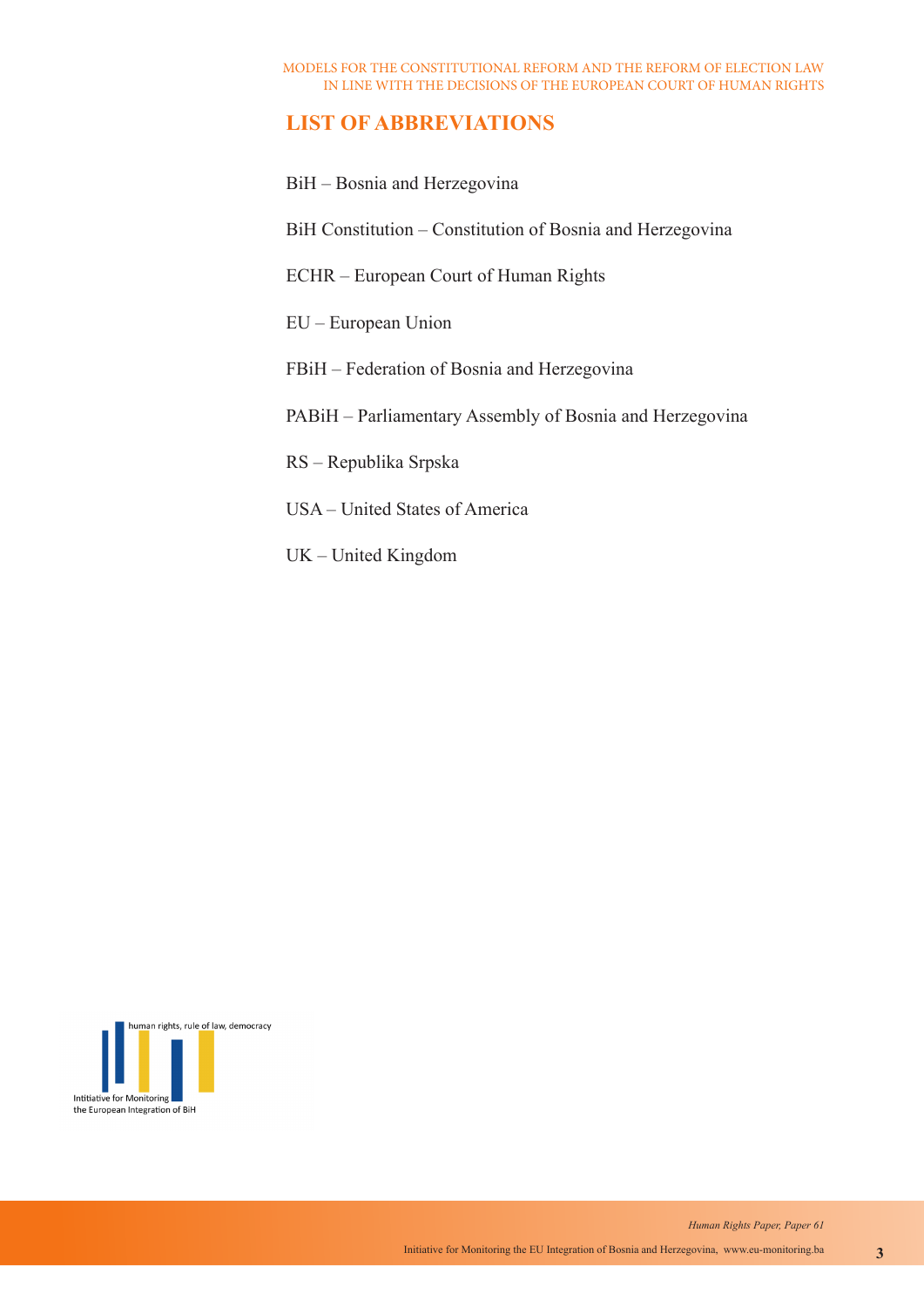## LIST OF ABBREVIATIONS

BiH – Bosnia and Herzegovina

BiH Constitution – Constitution of Bosnia and Herzegovina

ECHR – European Court of Human Rights

EU – European Union

FBiH – Federation of Bosnia and Herzegovina

PABiH – Parliamentary Assembly of Bosnia and Herzegovina

RS – Republika Srpska

USA – United States of America

UK – United Kingdom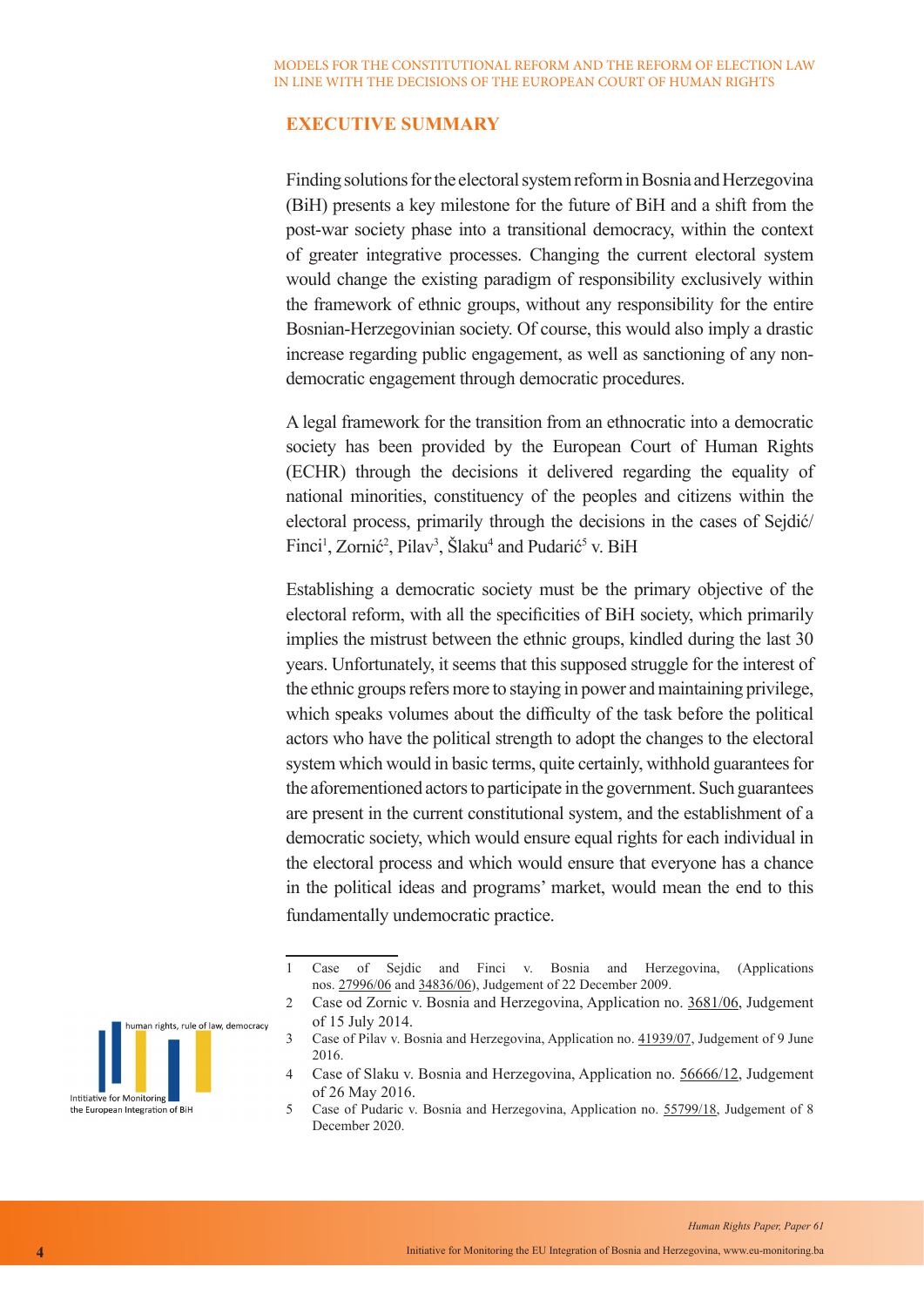## EXECUTIVE SUMMARY

Finding solutions for the electoral system reform in Bosnia and Herzegovina (BiH) presents a key milestone for the future of BiH and a shift from the post-war society phase into a transitional democracy, within the context of greater integrative processes. Changing the current electoral system would change the existing paradigm of responsibility exclusively within the framework of ethnic groups, without any responsibility for the entire Bosnian-Herzegovinian society. Of course, this would also imply a drastic increase regarding public engagement, as well as sanctioning of any non-democratic engagement through democratic procedures.

A legal framework for the transition from an ethnocratic into a democratic society has been provided by the European Court of Human Rights (ECHR) through the decisions it delivered regarding the equality of national minorities, constituency of the peoples and citizens within the electoral process, primarily through the decisions in the cases of Sejdić/Finci[1], Zornić[2], Pilav[3], Šlaku[4] and Pudarić[5] v. BiH

Establishing a democratic society must be the primary objective of the electoral reform, with all the specificities of BiH society, which primarily implies the mistrust between the ethnic groups, kindled during the last 30 years. Unfortunately, it seems that this supposed struggle for the interest of the ethnic groups refers more to staying in power and maintaining privilege, which speaks volumes about the difficulty of the task before the political actors who have the political strength to adopt the changes to the electoral system which would in basic terms, quite certainly, withhold guarantees for the aforementioned actors to participate in the government. Such guarantees are present in the current constitutional system, and the establishment of a democratic society, which would ensure equal rights for each individual in the electoral process and which would ensure that everyone has a chance in the political ideas and programs' market, would mean the end to this fundamentally undemocratic practice.

---

1 Case of Sejdic and Finci v. Bosnia and Herzegovina, (Applications nos. 27996/06 and 34836/06), Judgement of 22 December 2009.

2 Case od Zornic v. Bosnia and Herzegovina, Application no. 3681/06, Judgement of 15 July 2014.

3 Case of Pilav v. Bosnia and Herzegovina, Application no. 41939/07, Judgement of 9 June 2016.

4 Case of Slaku v. Bosnia and Herzegovina, Application no. 56666/12, Judgement of 26 May 2016.

5 Case of Pudaric v. Bosnia and Herzegovina, Application no. 55799/18, Judgement of 8 December 2020.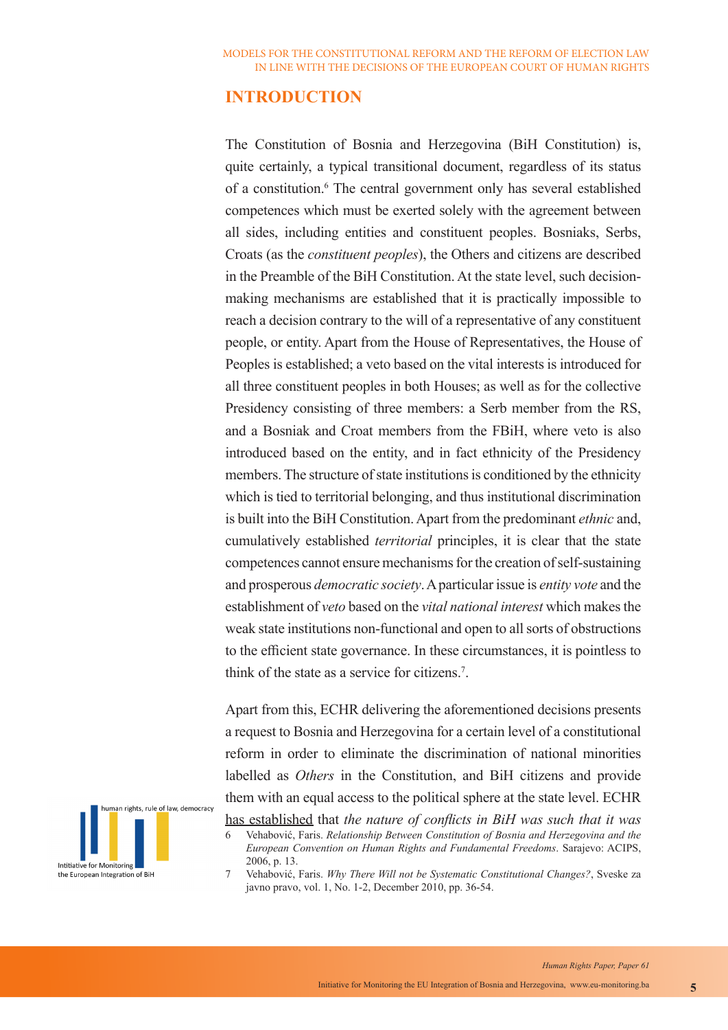## INTRODUCTION

The Constitution of Bosnia and Herzegovina (BiH Constitution) is, quite certainly, a typical transitional document, regardless of its status of a constitution.[6] The central government only has several established competences which must be exerted solely with the agreement between all sides, including entities and constituent peoples. Bosniaks, Serbs, Croats (as the *constituent peoples*), the Others and citizens are described in the Preamble of the BiH Constitution. At the state level, such decision-making mechanisms are established that it is practically impossible to reach a decision contrary to the will of a representative of any constituent people, or entity. Apart from the House of Representatives, the House of Peoples is established; a veto based on the vital interests is introduced for all three constituent peoples in both Houses; as well as for the collective Presidency consisting of three members: a Serb member from the RS, and a Bosniak and Croat members from the FBiH, where veto is also introduced based on the entity, and in fact ethnicity of the Presidency members. The structure of state institutions is conditioned by the ethnicity which is tied to territorial belonging, and thus institutional discrimination is built into the BiH Constitution. Apart from the predominant *ethnic* and, cumulatively established *territorial* principles, it is clear that the state competences cannot ensure mechanisms for the creation of self-sustaining and prosperous *democratic society*. A particular issue is *entity vote* and the establishment of *veto* based on the *vital national interest* which makes the weak state institutions non-functional and open to all sorts of obstructions to the efficient state governance. In these circumstances, it is pointless to think of the state as a service for citizens.[7].

Apart from this, ECHR delivering the aforementioned decisions presents a request to Bosnia and Herzegovina for a certain level of a constitutional reform in order to eliminate the discrimination of national minorities labelled as *Others* in the Constitution, and BiH citizens and provide them with an equal access to the political sphere at the state level. ECHR has established that *the nature of conflicts in BiH was such that it was*

6 Vehabović, Faris. *Relationship Between Constitution of Bosnia and Herzegovina and the European Convention on Human Rights and Fundamental Freedoms*. Sarajevo: ACIPS, 2006, p. 13.

7 Vehabović, Faris. *Why There Will not be Systematic Constitutional Changes?*, Sveske za javno pravo, vol. 1, No. 1-2, December 2010, pp. 36-54.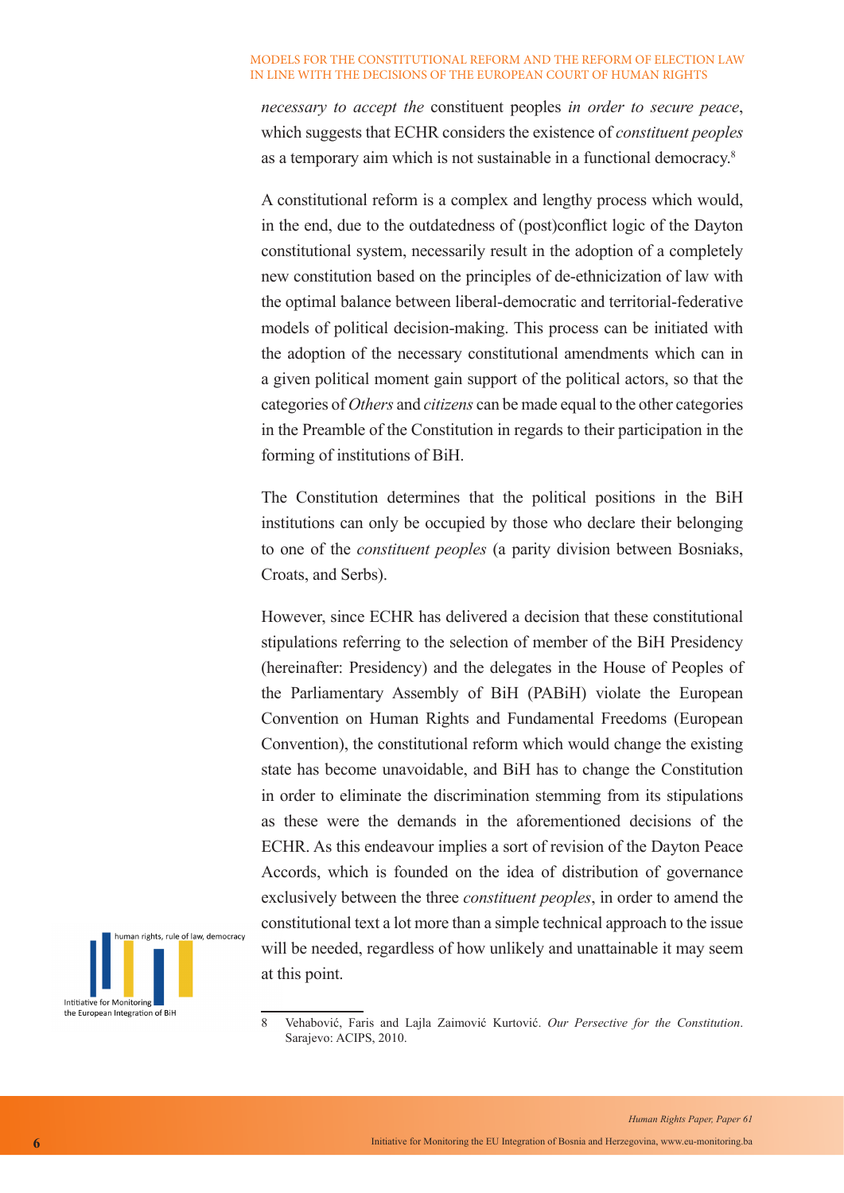*necessary to accept the* constituent peoples *in order to secure peace*, which suggests that ECHR considers the existence of *constituent peoples* as a temporary aim which is not sustainable in a functional democracy.[8]

A constitutional reform is a complex and lengthy process which would, in the end, due to the outdatedness of (post)conflict logic of the Dayton constitutional system, necessarily result in the adoption of a completely new constitution based on the principles of de-ethnicization of law with the optimal balance between liberal-democratic and territorial-federative models of political decision-making. This process can be initiated with the adoption of the necessary constitutional amendments which can in a given political moment gain support of the political actors, so that the categories of *Others* and *citizens* can be made equal to the other categories in the Preamble of the Constitution in regards to their participation in the forming of institutions of BiH.

The Constitution determines that the political positions in the BiH institutions can only be occupied by those who declare their belonging to one of the *constituent peoples* (a parity division between Bosniaks, Croats, and Serbs).

However, since ECHR has delivered a decision that these constitutional stipulations referring to the selection of member of the BiH Presidency (hereinafter: Presidency) and the delegates in the House of Peoples of the Parliamentary Assembly of BiH (PABiH) violate the European Convention on Human Rights and Fundamental Freedoms (European Convention), the constitutional reform which would change the existing state has become unavoidable, and BiH has to change the Constitution in order to eliminate the discrimination stemming from its stipulations as these were the demands in the aforementioned decisions of the ECHR. As this endeavour implies a sort of revision of the Dayton Peace Accords, which is founded on the idea of distribution of governance exclusively between the three *constituent peoples*, in order to amend the constitutional text a lot more than a simple technical approach to the issue will be needed, regardless of how unlikely and unattainable it may seem at this point.

---

8 Vehabović, Faris and Lajla Zaimović Kurtović. *Our Persective for the Constitution*. Sarajevo: ACIPS, 2010.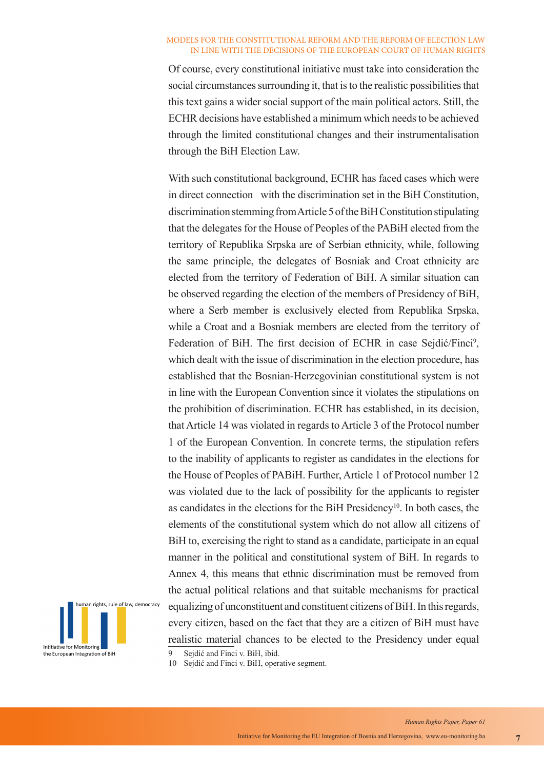Of course, every constitutional initiative must take into consideration the social circumstances surrounding it, that is to the realistic possibilities that this text gains a wider social support of the main political actors. Still, the ECHR decisions have established a minimum which needs to be achieved through the limited constitutional changes and their instrumentalisation through the BiH Election Law.

With such constitutional background, ECHR has faced cases which were in direct connection with the discrimination set in the BiH Constitution, discrimination stemming from Article 5 of the BiH Constitution stipulating that the delegates for the House of Peoples of the PABiH elected from the territory of Republika Srpska are of Serbian ethnicity, while, following the same principle, the delegates of Bosniak and Croat ethnicity are elected from the territory of Federation of BiH. A similar situation can be observed regarding the election of the members of Presidency of BiH, where a Serb member is exclusively elected from Republika Srpska, while a Croat and a Bosniak members are elected from the territory of Federation of BiH. The first decision of ECHR in case Sejdić/Finci[9], which dealt with the issue of discrimination in the election procedure, has established that the Bosnian-Herzegovinian constitutional system is not in line with the European Convention since it violates the stipulations on the prohibition of discrimination. ECHR has established, in its decision, that Article 14 was violated in regards to Article 3 of the Protocol number 1 of the European Convention. In concrete terms, the stipulation refers to the inability of applicants to register as candidates in the elections for the House of Peoples of PABiH. Further, Article 1 of Protocol number 12 was violated due to the lack of possibility for the applicants to register as candidates in the elections for the BiH Presidency[10]. In both cases, the elements of the constitutional system which do not allow all citizens of BiH to, exercising the right to stand as a candidate, participate in an equal manner in the political and constitutional system of BiH. In regards to Annex 4, this means that ethnic discrimination must be removed from the actual political relations and that suitable mechanisms for practical equalizing of unconstituent and constituent citizens of BiH. In this regards, every citizen, based on the fact that they are a citizen of BiH must have realistic material chances to be elected to the Presidency under equal

9 Sejdić and Finci v. BiH, ibid.

10 Sejdić and Finci v. BiH, operative segment.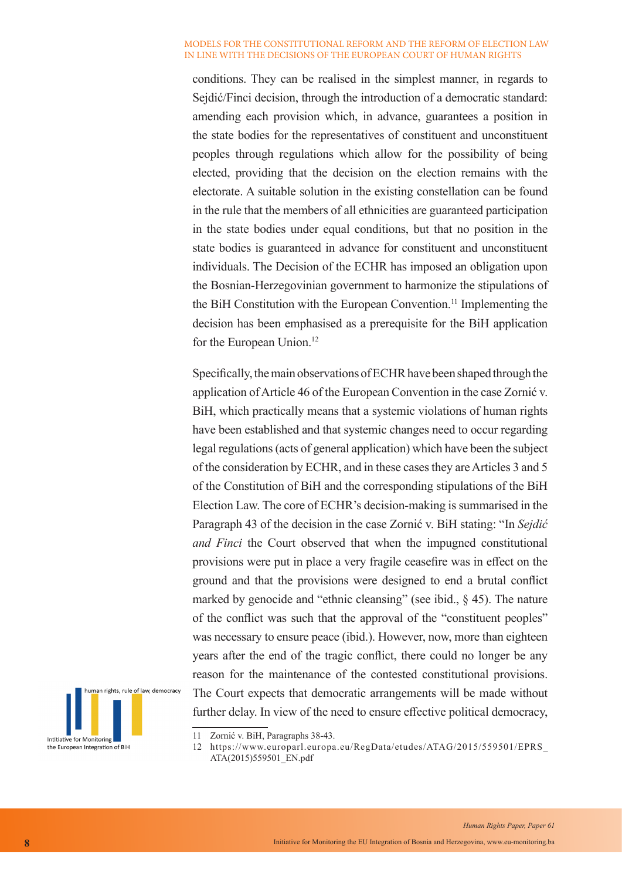conditions. They can be realised in the simplest manner, in regards to Sejdić/Finci decision, through the introduction of a democratic standard: amending each provision which, in advance, guarantees a position in the state bodies for the representatives of constituent and unconstituent peoples through regulations which allow for the possibility of being elected, providing that the decision on the election remains with the electorate. A suitable solution in the existing constellation can be found in the rule that the members of all ethnicities are guaranteed participation in the state bodies under equal conditions, but that no position in the state bodies is guaranteed in advance for constituent and unconstituent individuals. The Decision of the ECHR has imposed an obligation upon the Bosnian-Herzegovinian government to harmonize the stipulations of the BiH Constitution with the European Convention.[11] Implementing the decision has been emphasised as a prerequisite for the BiH application for the European Union.[12]

Specifically, the main observations of ECHR have been shaped through the application of Article 46 of the European Convention in the case Zornić v. BiH, which practically means that a systemic violations of human rights have been established and that systemic changes need to occur regarding legal regulations (acts of general application) which have been the subject of the consideration by ECHR, and in these cases they are Articles 3 and 5 of the Constitution of BiH and the corresponding stipulations of the BiH Election Law. The core of ECHR's decision-making is summarised in the Paragraph 43 of the decision in the case Zornić v. BiH stating: "In *Sejdić and Finci* the Court observed that when the impugned constitutional provisions were put in place a very fragile ceasefire was in effect on the ground and that the provisions were designed to end a brutal conflict marked by genocide and "ethnic cleansing" (see ibid., § 45). The nature of the conflict was such that the approval of the "constituent peoples" was necessary to ensure peace (ibid.). However, now, more than eighteen years after the end of the tragic conflict, there could no longer be any reason for the maintenance of the contested constitutional provisions. The Court expects that democratic arrangements will be made without further delay. In view of the need to ensure effective political democracy,

11 Zornić v. BiH, Paragraphs 38-43.

12 https://www.europarl.europa.eu/RegData/etudes/ATAG/2015/559501/EPRS_ATA(2015)559501_EN.pdf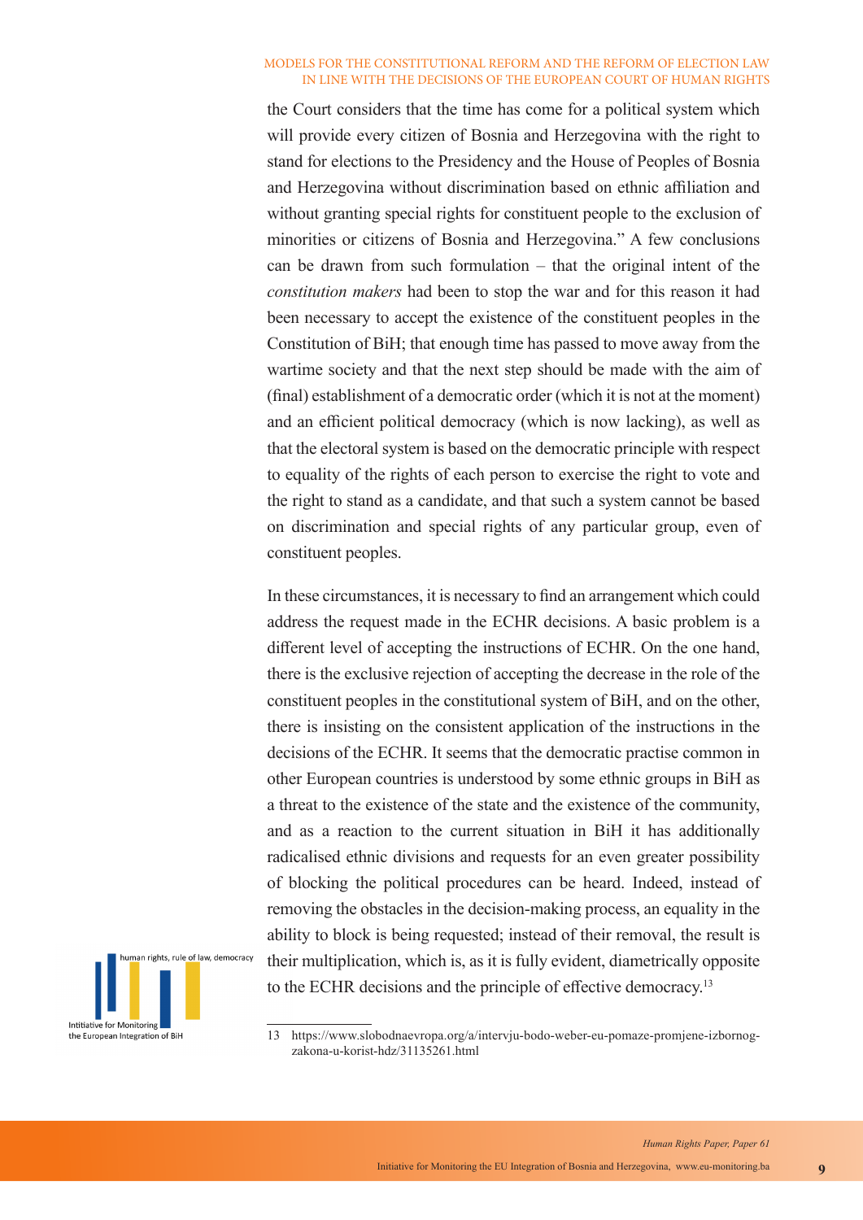the Court considers that the time has come for a political system which will provide every citizen of Bosnia and Herzegovina with the right to stand for elections to the Presidency and the House of Peoples of Bosnia and Herzegovina without discrimination based on ethnic affiliation and without granting special rights for constituent people to the exclusion of minorities or citizens of Bosnia and Herzegovina." A few conclusions can be drawn from such formulation – that the original intent of the *constitution makers* had been to stop the war and for this reason it had been necessary to accept the existence of the constituent peoples in the Constitution of BiH; that enough time has passed to move away from the wartime society and that the next step should be made with the aim of (final) establishment of a democratic order (which it is not at the moment) and an efficient political democracy (which is now lacking), as well as that the electoral system is based on the democratic principle with respect to equality of the rights of each person to exercise the right to vote and the right to stand as a candidate, and that such a system cannot be based on discrimination and special rights of any particular group, even of constituent peoples.

In these circumstances, it is necessary to find an arrangement which could address the request made in the ECHR decisions. A basic problem is a different level of accepting the instructions of ECHR. On the one hand, there is the exclusive rejection of accepting the decrease in the role of the constituent peoples in the constitutional system of BiH, and on the other, there is insisting on the consistent application of the instructions in the decisions of the ECHR. It seems that the democratic practise common in other European countries is understood by some ethnic groups in BiH as a threat to the existence of the state and the existence of the community, and as a reaction to the current situation in BiH it has additionally radicalised ethnic divisions and requests for an even greater possibility of blocking the political procedures can be heard. Indeed, instead of removing the obstacles in the decision-making process, an equality in the ability to block is being requested; instead of their removal, the result is their multiplication, which is, as it is fully evident, diametrically opposite to the ECHR decisions and the principle of effective democracy.[13]

13 https://www.slobodnaevropa.org/a/intervju-bodo-weber-eu-pomaze-promjene-izbornog-zakona-u-korist-hdz/31135261.html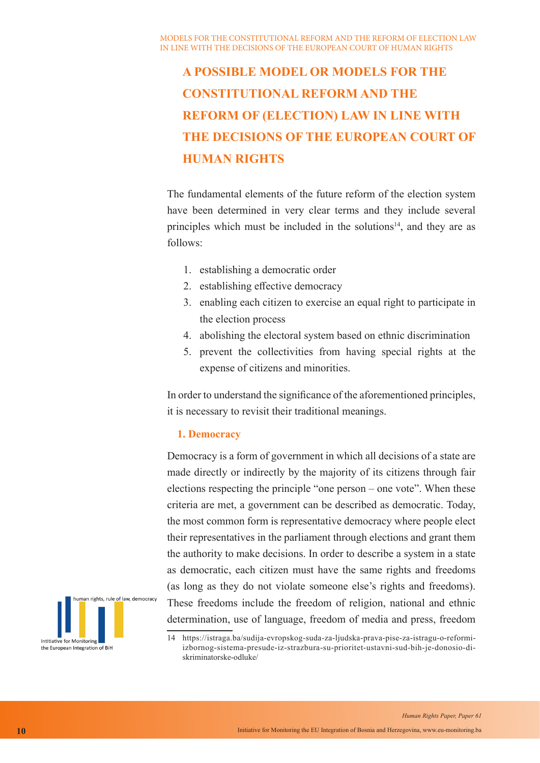# A POSSIBLE MODEL OR MODELS FOR THE CONSTITUTIONAL REFORM AND THE REFORM OF (ELECTION) LAW IN LINE WITH THE DECISIONS OF THE EUROPEAN COURT OF HUMAN RIGHTS

The fundamental elements of the future reform of the election system have been determined in very clear terms and they include several principles which must be included in the solutions[14], and they are as follows:

1. establishing a democratic order
2. establishing effective democracy
3. enabling each citizen to exercise an equal right to participate in the election process
4. abolishing the electoral system based on ethnic discrimination
5. prevent the collectivities from having special rights at the expense of citizens and minorities.

In order to understand the significance of the aforementioned principles, it is necessary to revisit their traditional meanings.

## 1. Democracy

Democracy is a form of government in which all decisions of a state are made directly or indirectly by the majority of its citizens through fair elections respecting the principle "one person – one vote". When these criteria are met, a government can be described as democratic. Today, the most common form is representative democracy where people elect their representatives in the parliament through elections and grant them the authority to make decisions. In order to describe a system in a state as democratic, each citizen must have the same rights and freedoms (as long as they do not violate someone else's rights and freedoms). These freedoms include the freedom of religion, national and ethnic determination, use of language, freedom of media and press, freedom

---

14 https://istraga.ba/sudija-evropskog-suda-za-ljudska-prava-pise-za-istragu-o-reformi-izbornog-sistema-presude-iz-strazbura-su-prioritet-ustavni-sud-bih-je-donosio-diskriminatorske-odluke/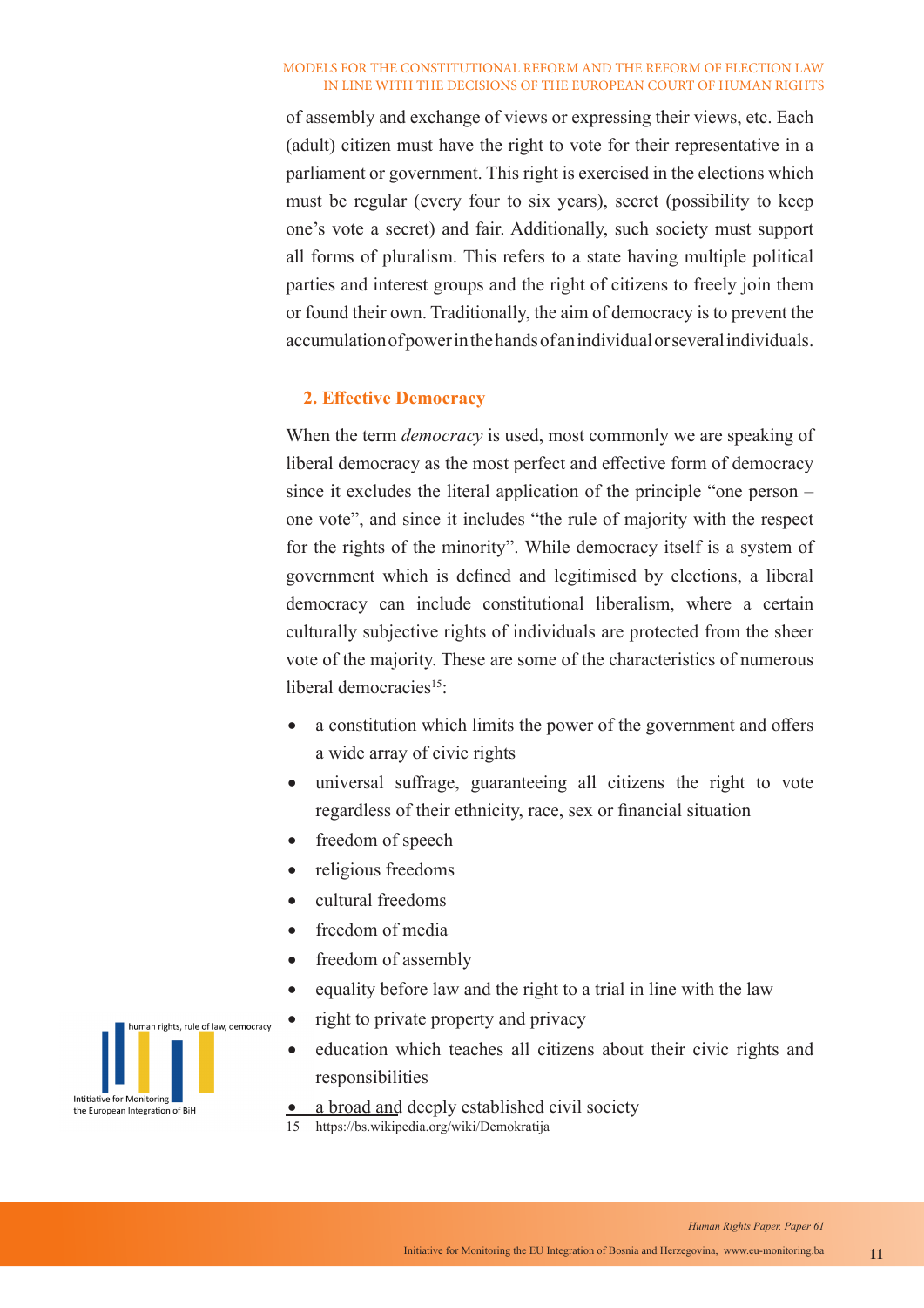of assembly and exchange of views or expressing their views, etc. Each (adult) citizen must have the right to vote for their representative in a parliament or government. This right is exercised in the elections which must be regular (every four to six years), secret (possibility to keep one's vote a secret) and fair. Additionally, such society must support all forms of pluralism. This refers to a state having multiple political parties and interest groups and the right of citizens to freely join them or found their own. Traditionally, the aim of democracy is to prevent the accumulation of power in the hands of an individual or several individuals.

## 2. Effective Democracy

When the term *democracy* is used, most commonly we are speaking of liberal democracy as the most perfect and effective form of democracy since it excludes the literal application of the principle "one person – one vote", and since it includes "the rule of majority with the respect for the rights of the minority". While democracy itself is a system of government which is defined and legitimised by elections, a liberal democracy can include constitutional liberalism, where a certain culturally subjective rights of individuals are protected from the sheer vote of the majority. These are some of the characteristics of numerous liberal democracies[15]:

- a constitution which limits the power of the government and offers a wide array of civic rights
- universal suffrage, guaranteeing all citizens the right to vote regardless of their ethnicity, race, sex or financial situation
- freedom of speech
- religious freedoms
- cultural freedoms
- freedom of media
- freedom of assembly
- equality before law and the right to a trial in line with the law
- right to private property and privacy
- education which teaches all citizens about their civic rights and responsibilities
- a broad and deeply established civil society

15 https://bs.wikipedia.org/wiki/Demokratija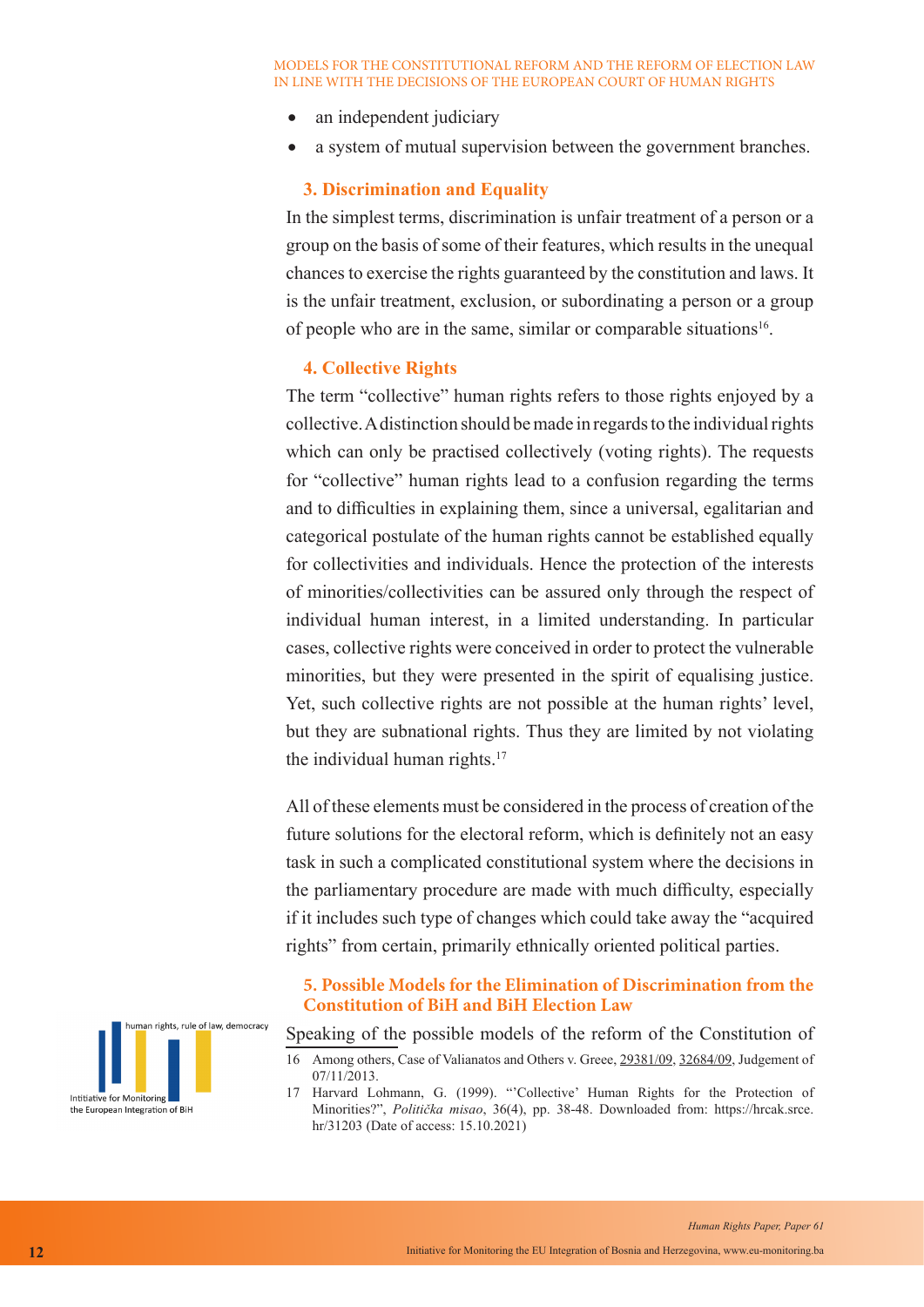- an independent judiciary
- a system of mutual supervision between the government branches.

### 3. Discrimination and Equality

In the simplest terms, discrimination is unfair treatment of a person or a group on the basis of some of their features, which results in the unequal chances to exercise the rights guaranteed by the constitution and laws. It is the unfair treatment, exclusion, or subordinating a person or a group of people who are in the same, similar or comparable situations[16].

### 4. Collective Rights

The term "collective" human rights refers to those rights enjoyed by a collective. A distinction should be made in regards to the individual rights which can only be practised collectively (voting rights). The requests for "collective" human rights lead to a confusion regarding the terms and to difficulties in explaining them, since a universal, egalitarian and categorical postulate of the human rights cannot be established equally for collectivities and individuals. Hence the protection of the interests of minorities/collectivities can be assured only through the respect of individual human interest, in a limited understanding. In particular cases, collective rights were conceived in order to protect the vulnerable minorities, but they were presented in the spirit of equalising justice. Yet, such collective rights are not possible at the human rights' level, but they are subnational rights. Thus they are limited by not violating the individual human rights.[17]

All of these elements must be considered in the process of creation of the future solutions for the electoral reform, which is definitely not an easy task in such a complicated constitutional system where the decisions in the parliamentary procedure are made with much difficulty, especially if it includes such type of changes which could take away the "acquired rights" from certain, primarily ethnically oriented political parties.

### 5. Possible Models for the Elimination of Discrimination from the Constitution of BiH and BiH Election Law

Speaking of the possible models of the reform of the Constitution of

---

16 Among others, Case of Valianatos and Others v. Greee, 29381/09, 32684/09, Judgement of 07/11/2013.

17 Harvard Lohmann, G. (1999). "'Collective' Human Rights for the Protection of Minorities?", *Politička misao*, 36(4), pp. 38-48. Downloaded from: https://hrcak.srce.hr/31203 (Date of access: 15.10.2021)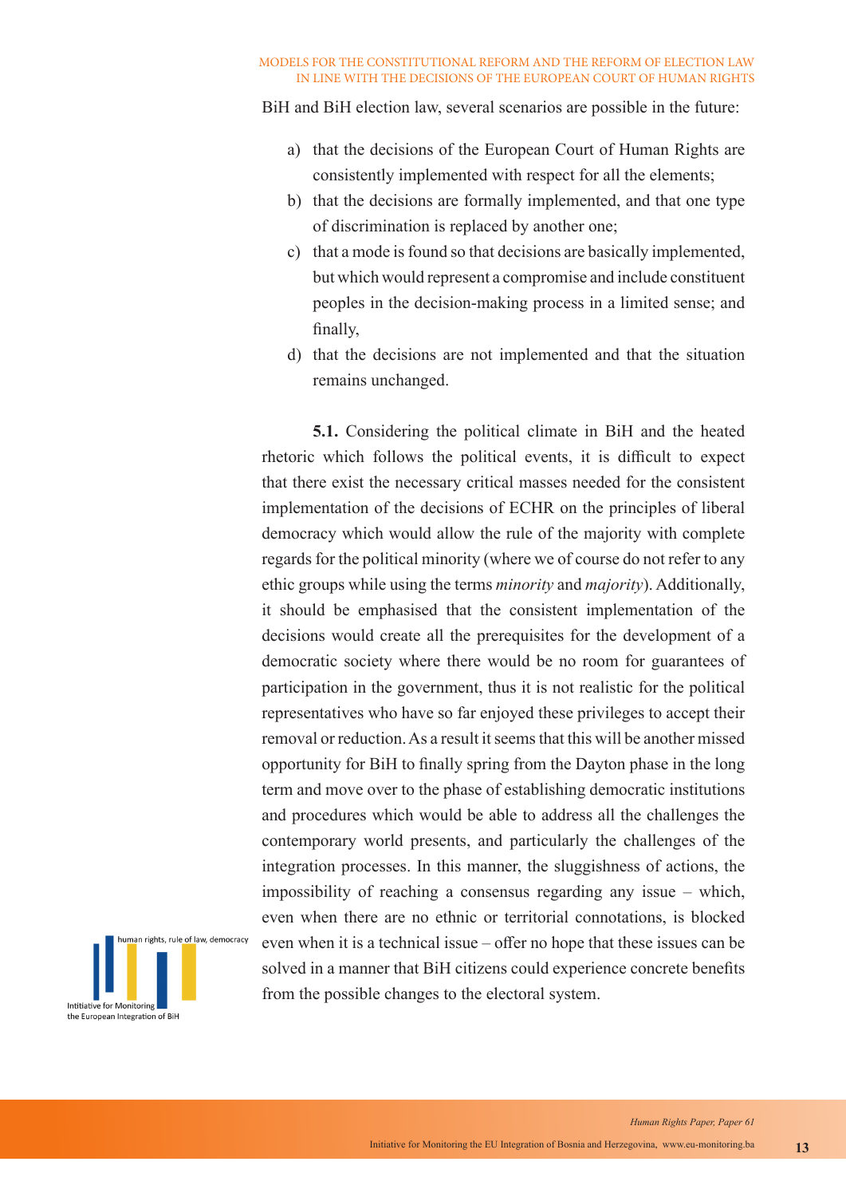BiH and BiH election law, several scenarios are possible in the future:

a) that the decisions of the European Court of Human Rights are consistently implemented with respect for all the elements;
b) that the decisions are formally implemented, and that one type of discrimination is replaced by another one;
c) that a mode is found so that decisions are basically implemented, but which would represent a compromise and include constituent peoples in the decision-making process in a limited sense; and finally,
d) that the decisions are not implemented and that the situation remains unchanged.

**5.1.** Considering the political climate in BiH and the heated rhetoric which follows the political events, it is difficult to expect that there exist the necessary critical masses needed for the consistent implementation of the decisions of ECHR on the principles of liberal democracy which would allow the rule of the majority with complete regards for the political minority (where we of course do not refer to any ethic groups while using the terms *minority* and *majority*). Additionally, it should be emphasised that the consistent implementation of the decisions would create all the prerequisites for the development of a democratic society where there would be no room for guarantees of participation in the government, thus it is not realistic for the political representatives who have so far enjoyed these privileges to accept their removal or reduction. As a result it seems that this will be another missed opportunity for BiH to finally spring from the Dayton phase in the long term and move over to the phase of establishing democratic institutions and procedures which would be able to address all the challenges the contemporary world presents, and particularly the challenges of the integration processes. In this manner, the sluggishness of actions, the impossibility of reaching a consensus regarding any issue – which, even when there are no ethnic or territorial connotations, is blocked even when it is a technical issue – offer no hope that these issues can be solved in a manner that BiH citizens could experience concrete benefits from the possible changes to the electoral system.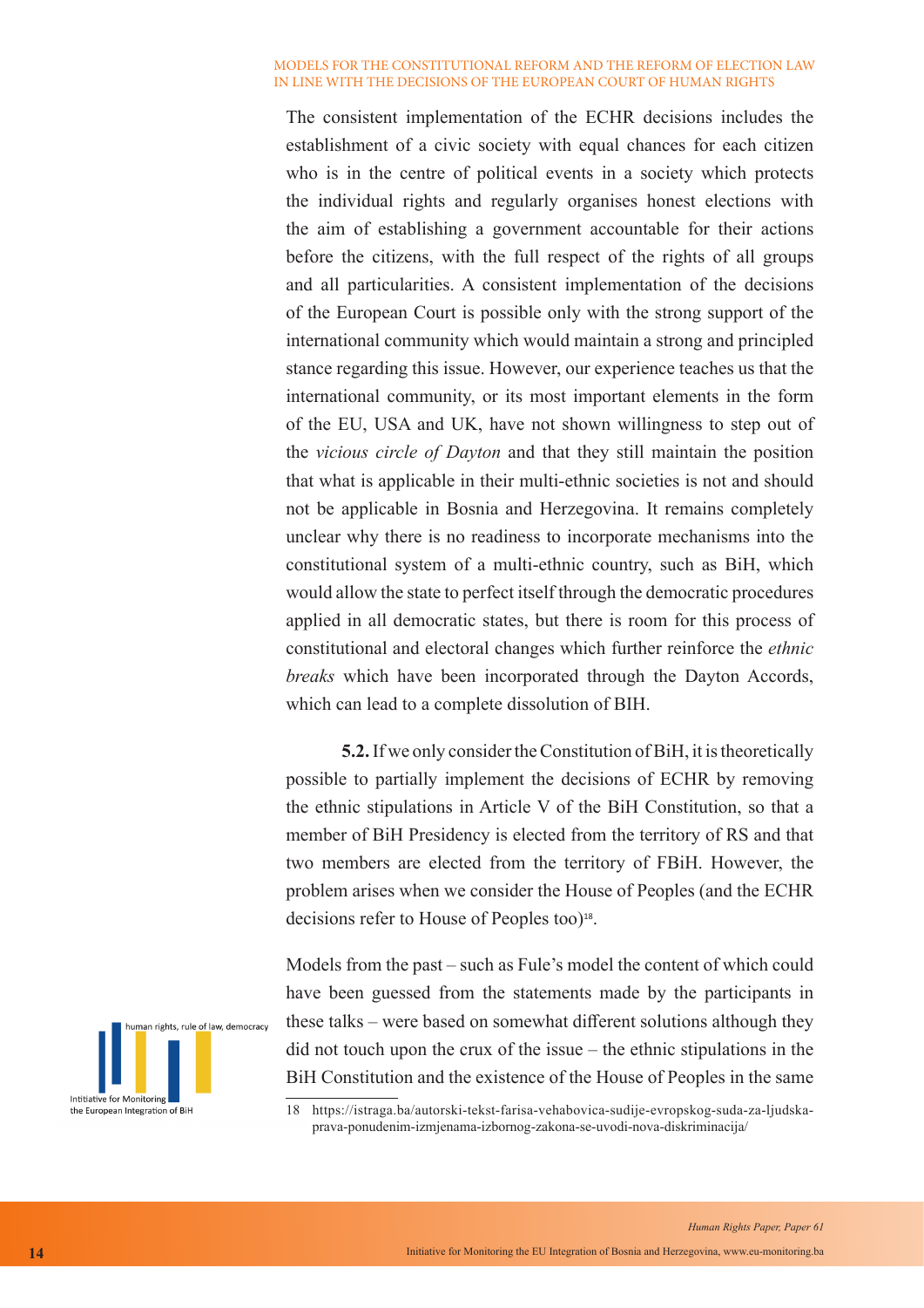The consistent implementation of the ECHR decisions includes the establishment of a civic society with equal chances for each citizen who is in the centre of political events in a society which protects the individual rights and regularly organises honest elections with the aim of establishing a government accountable for their actions before the citizens, with the full respect of the rights of all groups and all particularities. A consistent implementation of the decisions of the European Court is possible only with the strong support of the international community which would maintain a strong and principled stance regarding this issue. However, our experience teaches us that the international community, or its most important elements in the form of the EU, USA and UK, have not shown willingness to step out of the *vicious circle of Dayton* and that they still maintain the position that what is applicable in their multi-ethnic societies is not and should not be applicable in Bosnia and Herzegovina. It remains completely unclear why there is no readiness to incorporate mechanisms into the constitutional system of a multi-ethnic country, such as BiH, which would allow the state to perfect itself through the democratic procedures applied in all democratic states, but there is room for this process of constitutional and electoral changes which further reinforce the *ethnic breaks* which have been incorporated through the Dayton Accords, which can lead to a complete dissolution of BIH.

**5.2.** If we only consider the Constitution of BiH, it is theoretically possible to partially implement the decisions of ECHR by removing the ethnic stipulations in Article V of the BiH Constitution, so that a member of BiH Presidency is elected from the territory of RS and that two members are elected from the territory of FBiH. However, the problem arises when we consider the House of Peoples (and the ECHR decisions refer to House of Peoples too)[18].

Models from the past – such as Fule's model the content of which could have been guessed from the statements made by the participants in these talks – were based on somewhat different solutions although they did not touch upon the crux of the issue – the ethnic stipulations in the BiH Constitution and the existence of the House of Peoples in the same

18 https://istraga.ba/autorski-tekst-farisa-vehabovica-sudije-evropskog-suda-za-ljudska-prava-ponudenim-izmjenama-izbornog-zakona-se-uvodi-nova-diskriminacija/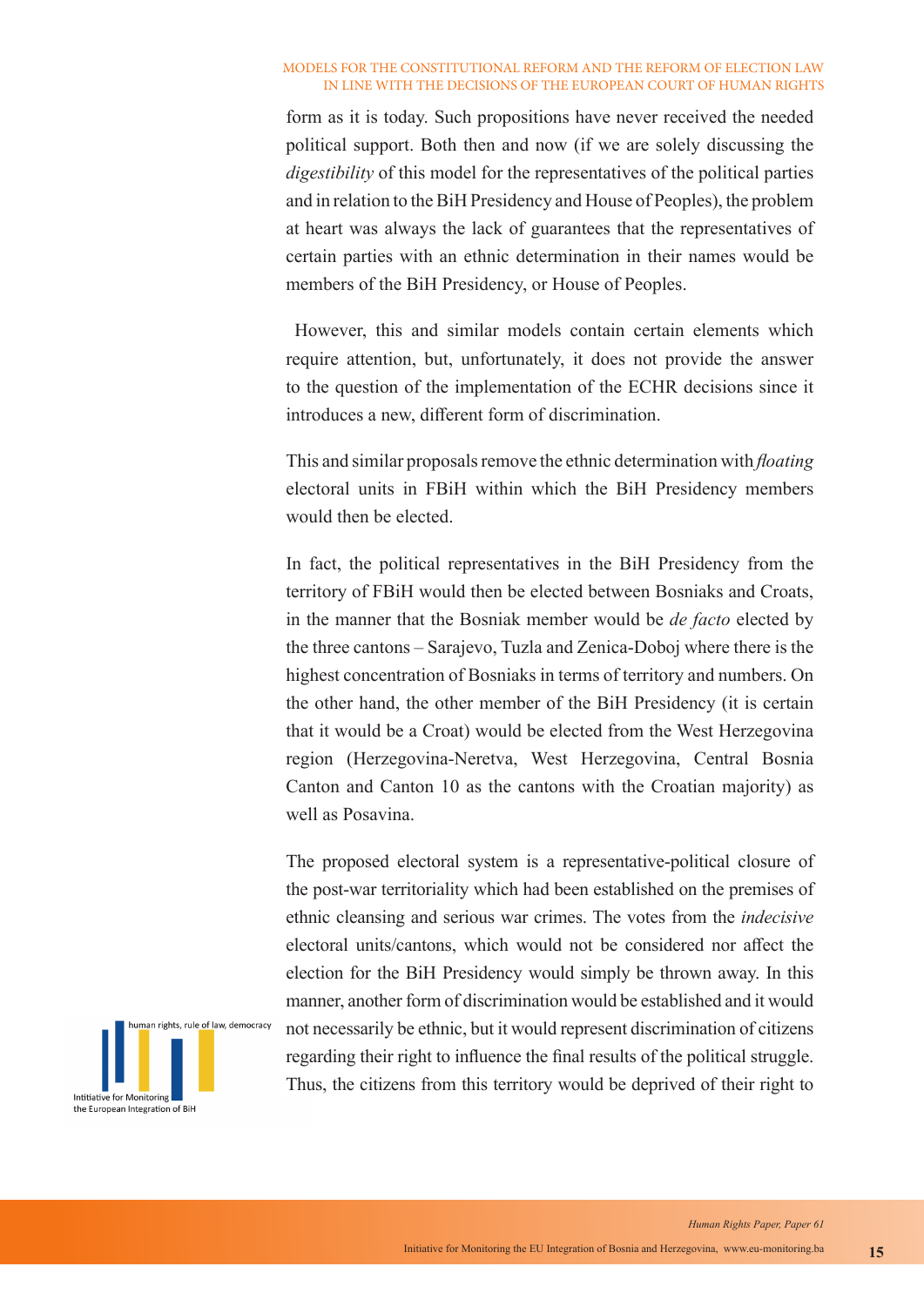form as it is today. Such propositions have never received the needed political support. Both then and now (if we are solely discussing the *digestibility* of this model for the representatives of the political parties and in relation to the BiH Presidency and House of Peoples), the problem at heart was always the lack of guarantees that the representatives of certain parties with an ethnic determination in their names would be members of the BiH Presidency, or House of Peoples.

However, this and similar models contain certain elements which require attention, but, unfortunately, it does not provide the answer to the question of the implementation of the ECHR decisions since it introduces a new, different form of discrimination.

This and similar proposals remove the ethnic determination with *floating* electoral units in FBiH within which the BiH Presidency members would then be elected.

In fact, the political representatives in the BiH Presidency from the territory of FBiH would then be elected between Bosniaks and Croats, in the manner that the Bosniak member would be *de facto* elected by the three cantons – Sarajevo, Tuzla and Zenica-Doboj where there is the highest concentration of Bosniaks in terms of territory and numbers. On the other hand, the other member of the BiH Presidency (it is certain that it would be a Croat) would be elected from the West Herzegovina region (Herzegovina-Neretva, West Herzegovina, Central Bosnia Canton and Canton 10 as the cantons with the Croatian majority) as well as Posavina.

The proposed electoral system is a representative-political closure of the post-war territoriality which had been established on the premises of ethnic cleansing and serious war crimes. The votes from the *indecisive* electoral units/cantons, which would not be considered nor affect the election for the BiH Presidency would simply be thrown away. In this manner, another form of discrimination would be established and it would not necessarily be ethnic, but it would represent discrimination of citizens regarding their right to influence the final results of the political struggle. Thus, the citizens from this territory would be deprived of their right to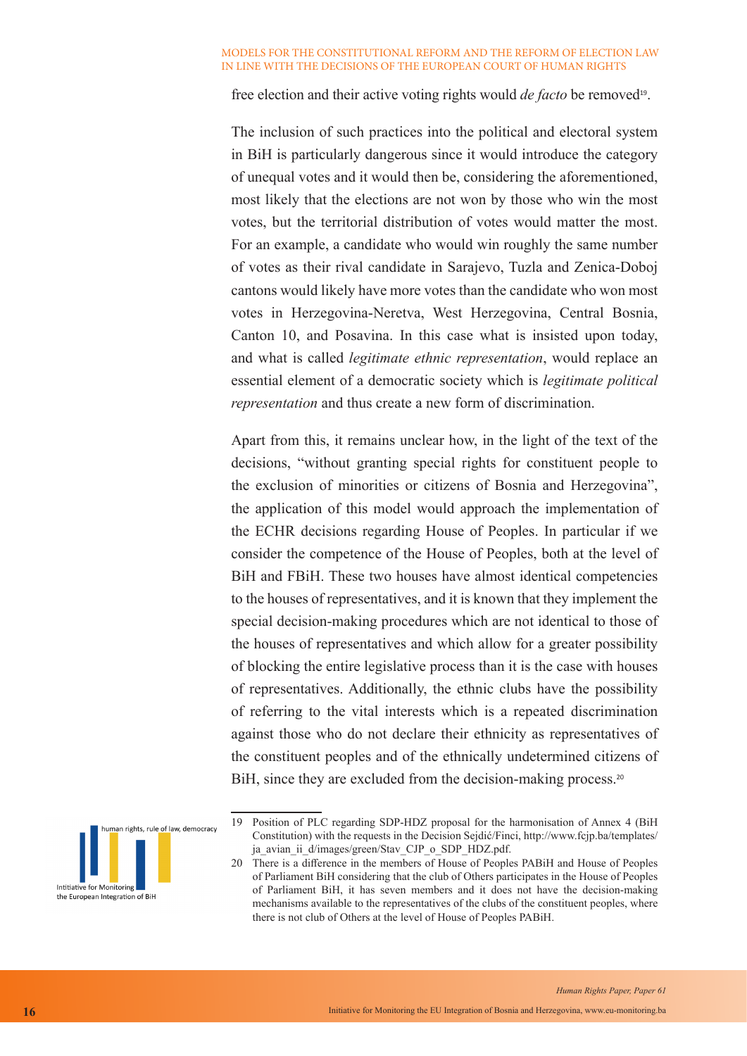free election and their active voting rights would *de facto* be removed[19].

The inclusion of such practices into the political and electoral system in BiH is particularly dangerous since it would introduce the category of unequal votes and it would then be, considering the aforementioned, most likely that the elections are not won by those who win the most votes, but the territorial distribution of votes would matter the most. For an example, a candidate who would win roughly the same number of votes as their rival candidate in Sarajevo, Tuzla and Zenica-Doboj cantons would likely have more votes than the candidate who won most votes in Herzegovina-Neretva, West Herzegovina, Central Bosnia, Canton 10, and Posavina. In this case what is insisted upon today, and what is called *legitimate ethnic representation*, would replace an essential element of a democratic society which is *legitimate political representation* and thus create a new form of discrimination.

Apart from this, it remains unclear how, in the light of the text of the decisions, "without granting special rights for constituent people to the exclusion of minorities or citizens of Bosnia and Herzegovina", the application of this model would approach the implementation of the ECHR decisions regarding House of Peoples. In particular if we consider the competence of the House of Peoples, both at the level of BiH and FBiH. These two houses have almost identical competencies to the houses of representatives, and it is known that they implement the special decision-making procedures which are not identical to those of the houses of representatives and which allow for a greater possibility of blocking the entire legislative process than it is the case with houses of representatives. Additionally, the ethnic clubs have the possibility of referring to the vital interests which is a repeated discrimination against those who do not declare their ethnicity as representatives of the constituent peoples and of the ethnically undetermined citizens of BiH, since they are excluded from the decision-making process.[20]

---

19 Position of PLC regarding SDP-HDZ proposal for the harmonisation of Annex 4 (BiH Constitution) with the requests in the Decision Sejdić/Finci, http://www.fcjp.ba/templates/ja_avian_ii_d/images/green/Stav_CJP_o_SDP_HDZ.pdf.

20 There is a difference in the members of House of Peoples PABiH and House of Peoples of Parliament BiH considering that the club of Others participates in the House of Peoples of Parliament BiH, it has seven members and it does not have the decision-making mechanisms available to the representatives of the clubs of the constituent peoples, where there is not club of Others at the level of House of Peoples PABiH.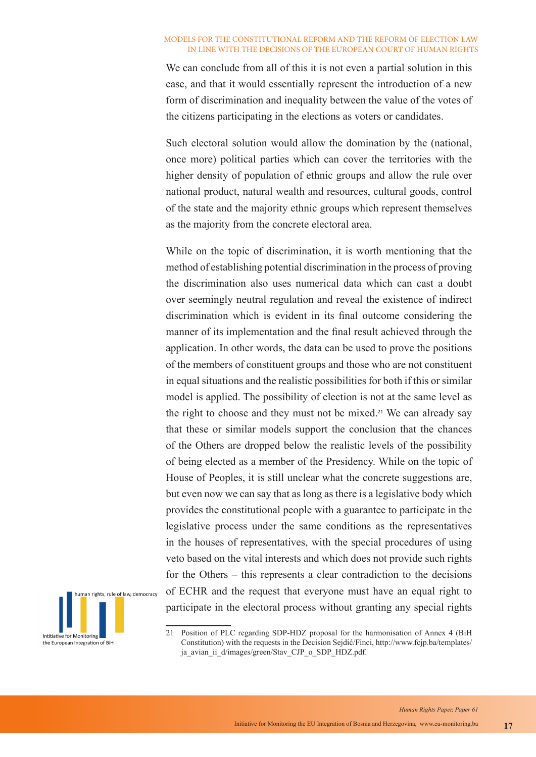We can conclude from all of this it is not even a partial solution in this case, and that it would essentially represent the introduction of a new form of discrimination and inequality between the value of the votes of the citizens participating in the elections as voters or candidates.

Such electoral solution would allow the domination by the (national, once more) political parties which can cover the territories with the higher density of population of ethnic groups and allow the rule over national product, natural wealth and resources, cultural goods, control of the state and the majority ethnic groups which represent themselves as the majority from the concrete electoral area.

While on the topic of discrimination, it is worth mentioning that the method of establishing potential discrimination in the process of proving the discrimination also uses numerical data which can cast a doubt over seemingly neutral regulation and reveal the existence of indirect discrimination which is evident in its final outcome considering the manner of its implementation and the final result achieved through the application. In other words, the data can be used to prove the positions of the members of constituent groups and those who are not constituent in equal situations and the realistic possibilities for both if this or similar model is applied. The possibility of election is not at the same level as the right to choose and they must not be mixed.[21] We can already say that these or similar models support the conclusion that the chances of the Others are dropped below the realistic levels of the possibility of being elected as a member of the Presidency. While on the topic of House of Peoples, it is still unclear what the concrete suggestions are, but even now we can say that as long as there is a legislative body which provides the constitutional people with a guarantee to participate in the legislative process under the same conditions as the representatives in the houses of representatives, with the special procedures of using veto based on the vital interests and which does not provide such rights for the Others – this represents a clear contradiction to the decisions of ECHR and the request that everyone must have an equal right to participate in the electoral process without granting any special rights

---

21 Position of PLC regarding SDP-HDZ proposal for the harmonisation of Annex 4 (BiH Constitution) with the requests in the Decision Sejdić/Finci, http://www.fcjp.ba/templates/ja_avian_ii_d/images/green/Stav_CJP_o_SDP_HDZ.pdf.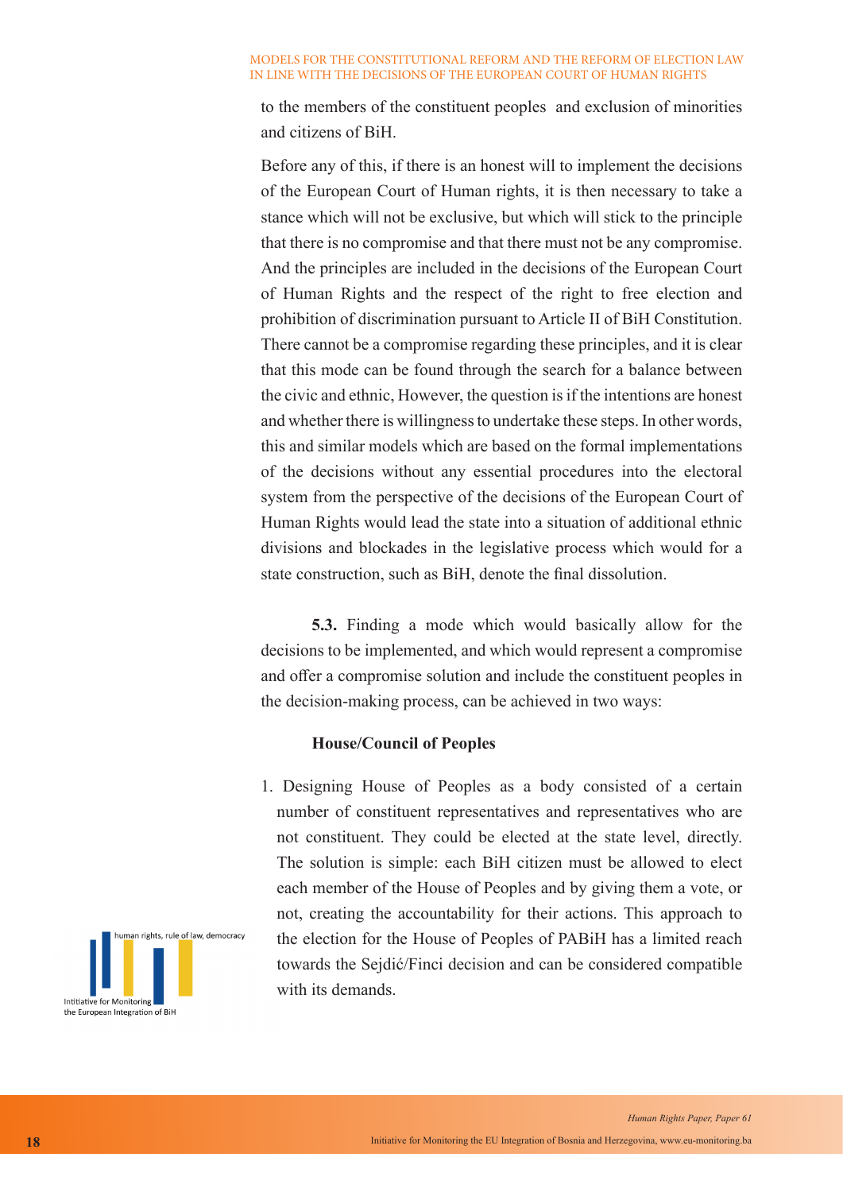to the members of the constituent peoples  and exclusion of minorities and citizens of BiH.

Before any of this, if there is an honest will to implement the decisions of the European Court of Human rights, it is then necessary to take a stance which will not be exclusive, but which will stick to the principle that there is no compromise and that there must not be any compromise. And the principles are included in the decisions of the European Court of Human Rights and the respect of the right to free election and prohibition of discrimination pursuant to Article II of BiH Constitution. There cannot be a compromise regarding these principles, and it is clear that this mode can be found through the search for a balance between the civic and ethnic, However, the question is if the intentions are honest and whether there is willingness to undertake these steps. In other words, this and similar models which are based on the formal implementations of the decisions without any essential procedures into the electoral system from the perspective of the decisions of the European Court of Human Rights would lead the state into a situation of additional ethnic divisions and blockades in the legislative process which would for a state construction, such as BiH, denote the final dissolution.

**5.3.** Finding a mode which would basically allow for the decisions to be implemented, and which would represent a compromise and offer a compromise solution and include the constituent peoples in the decision-making process, can be achieved in two ways:

**House/Council of Peoples**

1. Designing House of Peoples as a body consisted of a certain number of constituent representatives and representatives who are not constituent. They could be elected at the state level, directly. The solution is simple: each BiH citizen must be allowed to elect each member of the House of Peoples and by giving them a vote, or not, creating the accountability for their actions. This approach to the election for the House of Peoples of PABiH has a limited reach towards the Sejdić/Finci decision and can be considered compatible with its demands.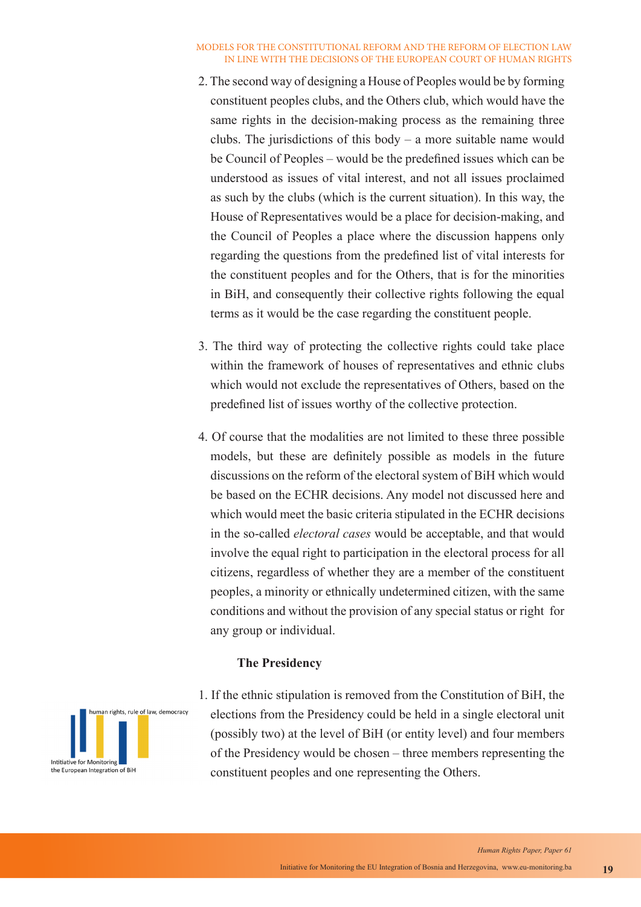2. The second way of designing a House of Peoples would be by forming constituent peoples clubs, and the Others club, which would have the same rights in the decision-making process as the remaining three clubs. The jurisdictions of this body – a more suitable name would be Council of Peoples – would be the predefined issues which can be understood as issues of vital interest, and not all issues proclaimed as such by the clubs (which is the current situation). In this way, the House of Representatives would be a place for decision-making, and the Council of Peoples a place where the discussion happens only regarding the questions from the predefined list of vital interests for the constituent peoples and for the Others, that is for the minorities in BiH, and consequently their collective rights following the equal terms as it would be the case regarding the constituent people.

3. The third way of protecting the collective rights could take place within the framework of houses of representatives and ethnic clubs which would not exclude the representatives of Others, based on the predefined list of issues worthy of the collective protection.

4. Of course that the modalities are not limited to these three possible models, but these are definitely possible as models in the future discussions on the reform of the electoral system of BiH which would be based on the ECHR decisions. Any model not discussed here and which would meet the basic criteria stipulated in the ECHR decisions in the so-called *electoral cases* would be acceptable, and that would involve the equal right to participation in the electoral process for all citizens, regardless of whether they are a member of the constituent peoples, a minority or ethnically undetermined citizen, with the same conditions and without the provision of any special status or right for any group or individual.

**The Presidency**

1. If the ethnic stipulation is removed from the Constitution of BiH, the elections from the Presidency could be held in a single electoral unit (possibly two) at the level of BiH (or entity level) and four members of the Presidency would be chosen – three members representing the constituent peoples and one representing the Others.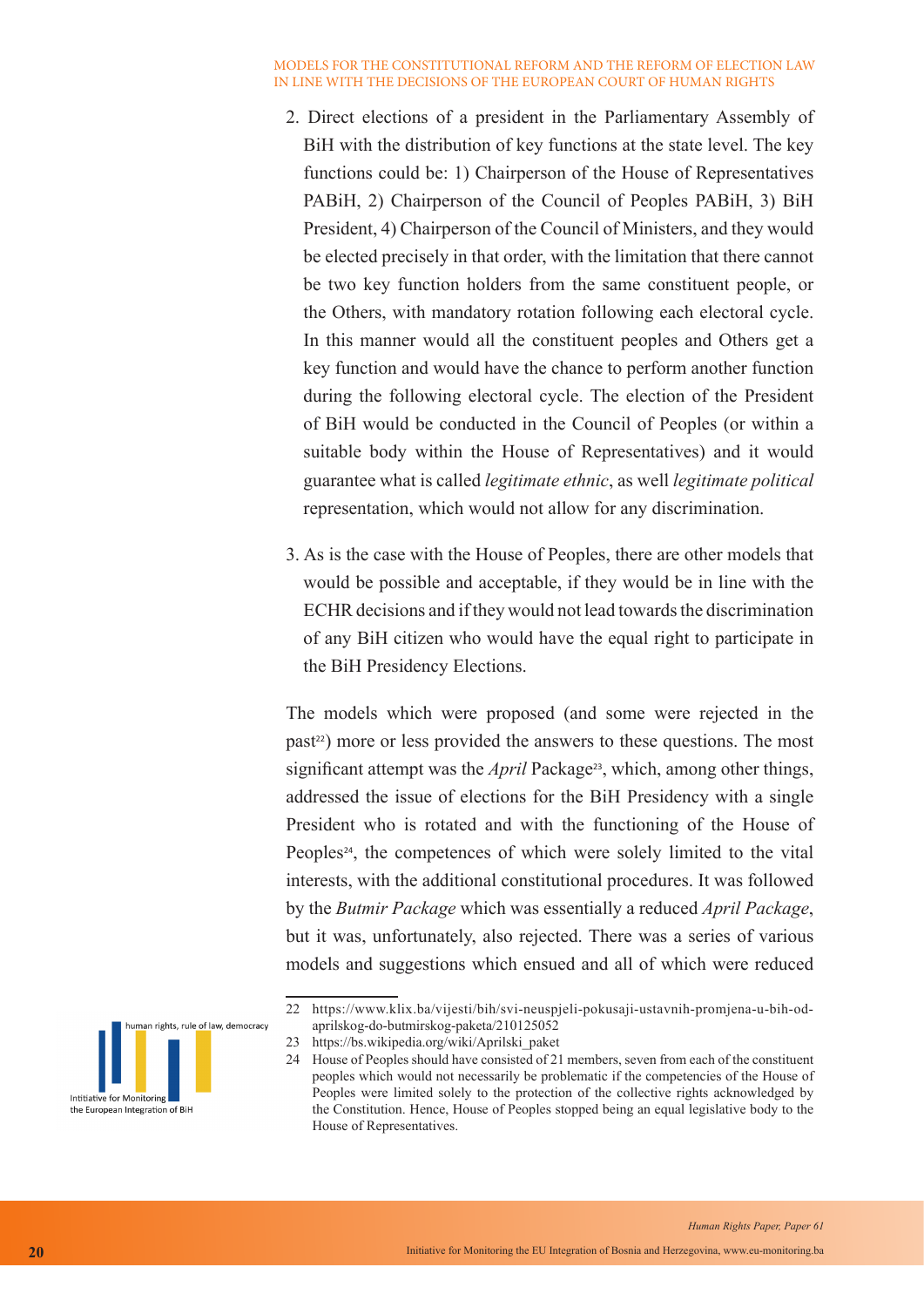2. Direct elections of a president in the Parliamentary Assembly of BiH with the distribution of key functions at the state level. The key functions could be: 1) Chairperson of the House of Representatives PABiH, 2) Chairperson of the Council of Peoples PABiH, 3) BiH President, 4) Chairperson of the Council of Ministers, and they would be elected precisely in that order, with the limitation that there cannot be two key function holders from the same constituent people, or the Others, with mandatory rotation following each electoral cycle. In this manner would all the constituent peoples and Others get a key function and would have the chance to perform another function during the following electoral cycle. The election of the President of BiH would be conducted in the Council of Peoples (or within a suitable body within the House of Representatives) and it would guarantee what is called *legitimate ethnic*, as well *legitimate political* representation, which would not allow for any discrimination.

3. As is the case with the House of Peoples, there are other models that would be possible and acceptable, if they would be in line with the ECHR decisions and if they would not lead towards the discrimination of any BiH citizen who would have the equal right to participate in the BiH Presidency Elections.

The models which were proposed (and some were rejected in the past[22]) more or less provided the answers to these questions. The most significant attempt was the *April* Package[23], which, among other things, addressed the issue of elections for the BiH Presidency with a single President who is rotated and with the functioning of the House of Peoples[24], the competences of which were solely limited to the vital interests, with the additional constitutional procedures. It was followed by the *Butmir Package* which was essentially a reduced *April Package*, but it was, unfortunately, also rejected. There was a series of various models and suggestions which ensued and all of which were reduced

---

22 https://www.klix.ba/vijesti/bih/svi-neuspjeli-pokusaji-ustavnih-promjena-u-bih-od-aprilskog-do-butmirskog-paketa/210125052

23 https://bs.wikipedia.org/wiki/Aprilski_paket

24 House of Peoples should have consisted of 21 members, seven from each of the constituent peoples which would not necessarily be problematic if the competencies of the House of Peoples were limited solely to the protection of the collective rights acknowledged by the Constitution. Hence, House of Peoples stopped being an equal legislative body to the House of Representatives.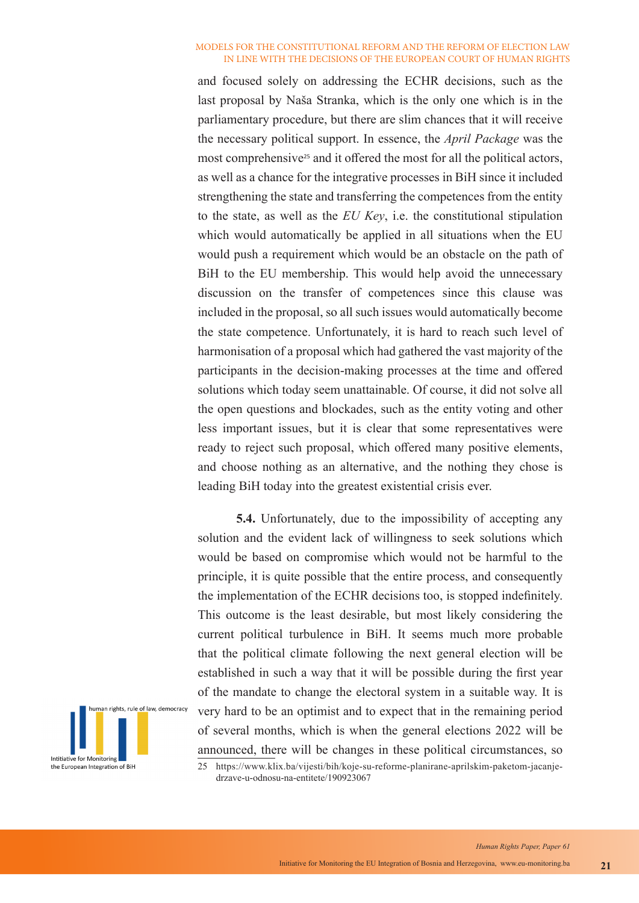and focused solely on addressing the ECHR decisions, such as the last proposal by Naša Stranka, which is the only one which is in the parliamentary procedure, but there are slim chances that it will receive the necessary political support. In essence, the *April Package* was the most comprehensive[25] and it offered the most for all the political actors, as well as a chance for the integrative processes in BiH since it included strengthening the state and transferring the competences from the entity to the state, as well as the *EU Key*, i.e. the constitutional stipulation which would automatically be applied in all situations when the EU would push a requirement which would be an obstacle on the path of BiH to the EU membership. This would help avoid the unnecessary discussion on the transfer of competences since this clause was included in the proposal, so all such issues would automatically become the state competence. Unfortunately, it is hard to reach such level of harmonisation of a proposal which had gathered the vast majority of the participants in the decision-making processes at the time and offered solutions which today seem unattainable. Of course, it did not solve all the open questions and blockades, such as the entity voting and other less important issues, but it is clear that some representatives were ready to reject such proposal, which offered many positive elements, and choose nothing as an alternative, and the nothing they chose is leading BiH today into the greatest existential crisis ever.

**5.4.** Unfortunately, due to the impossibility of accepting any solution and the evident lack of willingness to seek solutions which would be based on compromise which would not be harmful to the principle, it is quite possible that the entire process, and consequently the implementation of the ECHR decisions too, is stopped indefinitely. This outcome is the least desirable, but most likely considering the current political turbulence in BiH. It seems much more probable that the political climate following the next general election will be established in such a way that it will be possible during the first year of the mandate to change the electoral system in a suitable way. It is very hard to be an optimist and to expect that in the remaining period of several months, which is when the general elections 2022 will be announced, there will be changes in these political circumstances, so

25 https://www.klix.ba/vijesti/bih/koje-su-reforme-planirane-aprilskim-paketom-jacanje-drzave-u-odnosu-na-entitete/190923067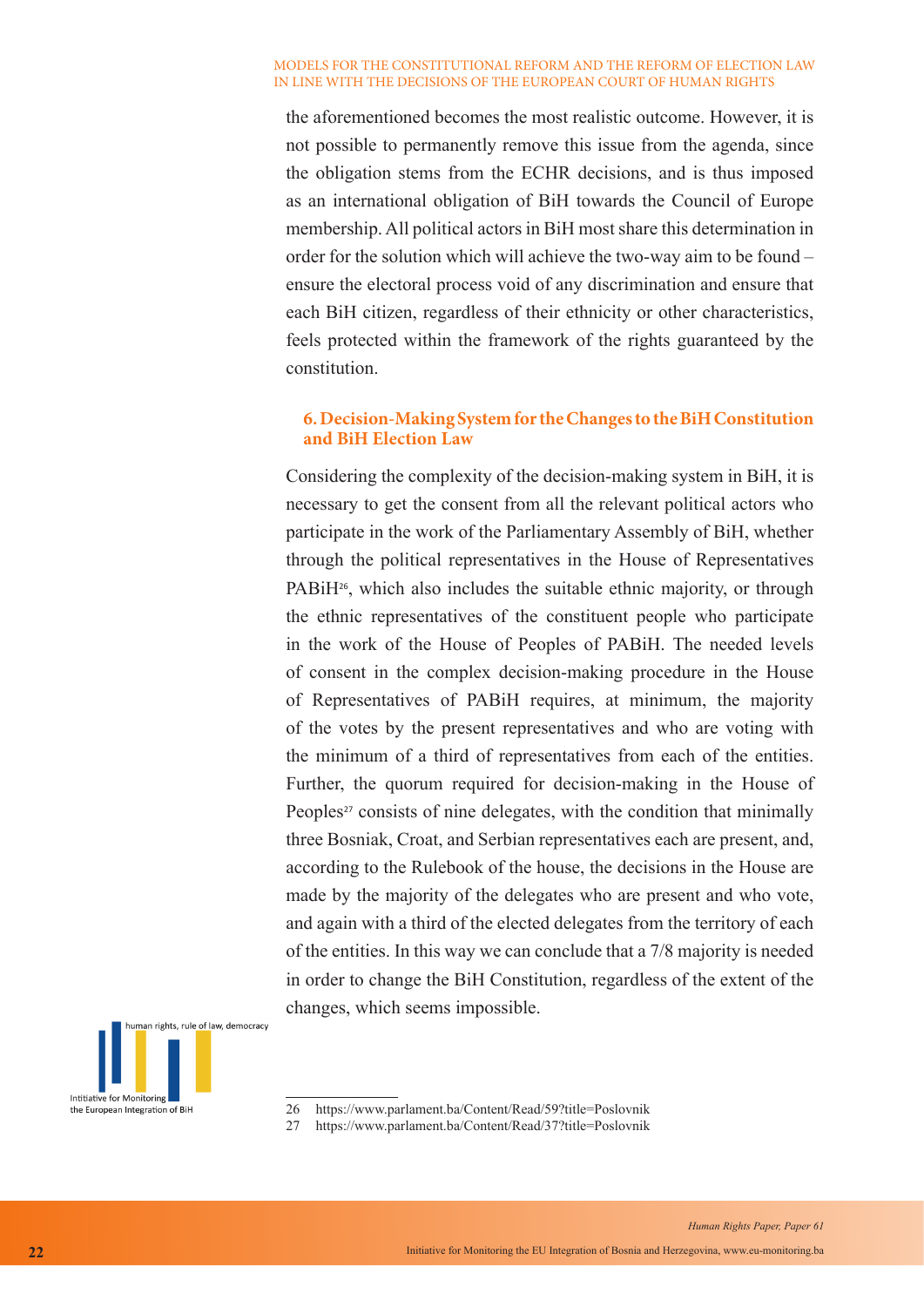the aforementioned becomes the most realistic outcome. However, it is not possible to permanently remove this issue from the agenda, since the obligation stems from the ECHR decisions, and is thus imposed as an international obligation of BiH towards the Council of Europe membership. All political actors in BiH most share this determination in order for the solution which will achieve the two-way aim to be found – ensure the electoral process void of any discrimination and ensure that each BiH citizen, regardless of their ethnicity or other characteristics, feels protected within the framework of the rights guaranteed by the constitution.

## 6. Decision-Making System for the Changes to the BiH Constitution and BiH Election Law

Considering the complexity of the decision-making system in BiH, it is necessary to get the consent from all the relevant political actors who participate in the work of the Parliamentary Assembly of BiH, whether through the political representatives in the House of Representatives PABiH[26], which also includes the suitable ethnic majority, or through the ethnic representatives of the constituent people who participate in the work of the House of Peoples of PABiH. The needed levels of consent in the complex decision-making procedure in the House of Representatives of PABiH requires, at minimum, the majority of the votes by the present representatives and who are voting with the minimum of a third of representatives from each of the entities. Further, the quorum required for decision-making in the House of Peoples[27] consists of nine delegates, with the condition that minimally three Bosniak, Croat, and Serbian representatives each are present, and, according to the Rulebook of the house, the decisions in the House are made by the majority of the delegates who are present and who vote, and again with a third of the elected delegates from the territory of each of the entities. In this way we can conclude that a 7/8 majority is needed in order to change the BiH Constitution, regardless of the extent of the changes, which seems impossible.

26 https://www.parlament.ba/Content/Read/59?title=Poslovnik
27 https://www.parlament.ba/Content/Read/37?title=Poslovnik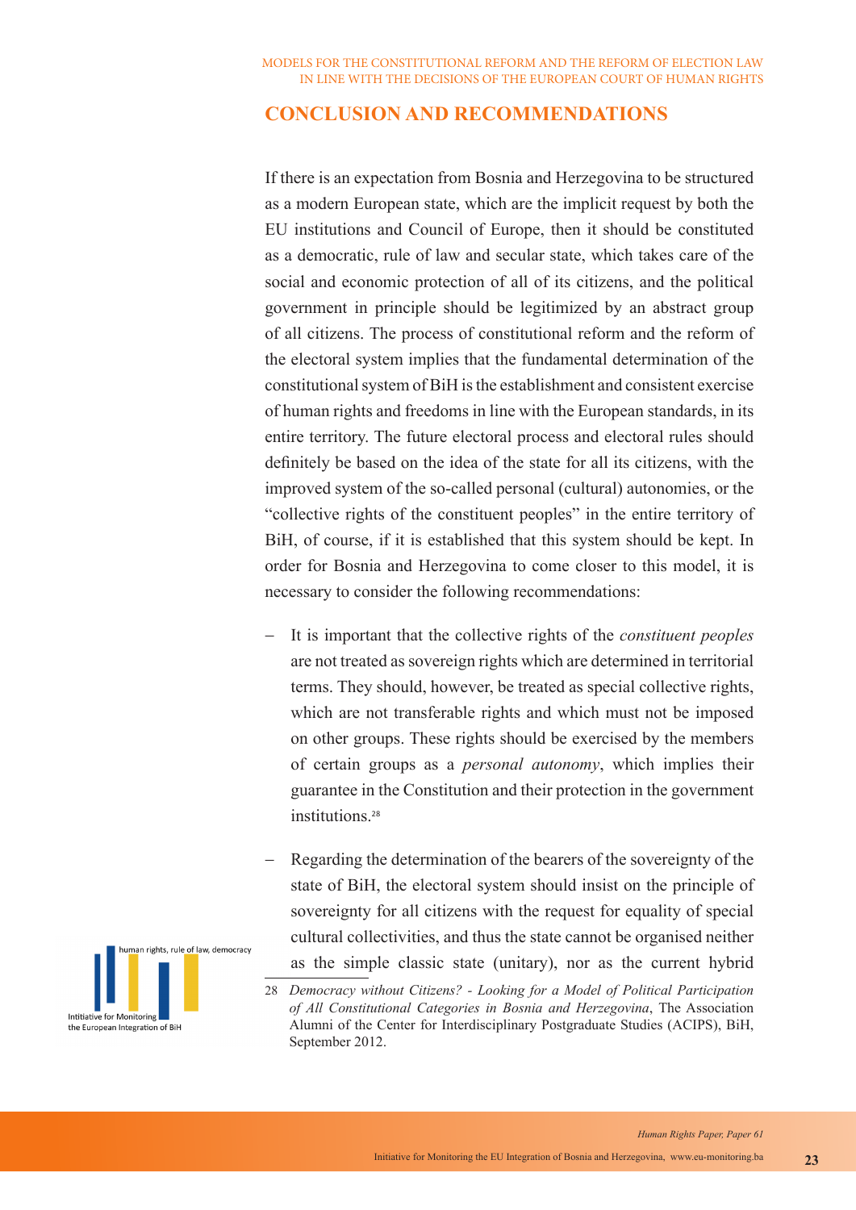## CONCLUSION AND RECOMMENDATIONS

If there is an expectation from Bosnia and Herzegovina to be structured as a modern European state, which are the implicit request by both the EU institutions and Council of Europe, then it should be constituted as a democratic, rule of law and secular state, which takes care of the social and economic protection of all of its citizens, and the political government in principle should be legitimized by an abstract group of all citizens. The process of constitutional reform and the reform of the electoral system implies that the fundamental determination of the constitutional system of BiH is the establishment and consistent exercise of human rights and freedoms in line with the European standards, in its entire territory. The future electoral process and electoral rules should definitely be based on the idea of the state for all its citizens, with the improved system of the so-called personal (cultural) autonomies, or the "collective rights of the constituent peoples" in the entire territory of BiH, of course, if it is established that this system should be kept. In order for Bosnia and Herzegovina to come closer to this model, it is necessary to consider the following recommendations:

- It is important that the collective rights of the *constituent peoples* are not treated as sovereign rights which are determined in territorial terms. They should, however, be treated as special collective rights, which are not transferable rights and which must not be imposed on other groups. These rights should be exercised by the members of certain groups as a *personal autonomy*, which implies their guarantee in the Constitution and their protection in the government institutions.[28]

- Regarding the determination of the bearers of the sovereignty of the state of BiH, the electoral system should insist on the principle of sovereignty for all citizens with the request for equality of special cultural collectivities, and thus the state cannot be organised neither as the simple classic state (unitary), nor as the current hybrid

---

28 *Democracy without Citizens? - Looking for a Model of Political Participation of All Constitutional Categories in Bosnia and Herzegovina*, The Association Alumni of the Center for Interdisciplinary Postgraduate Studies (ACIPS), BiH, September 2012.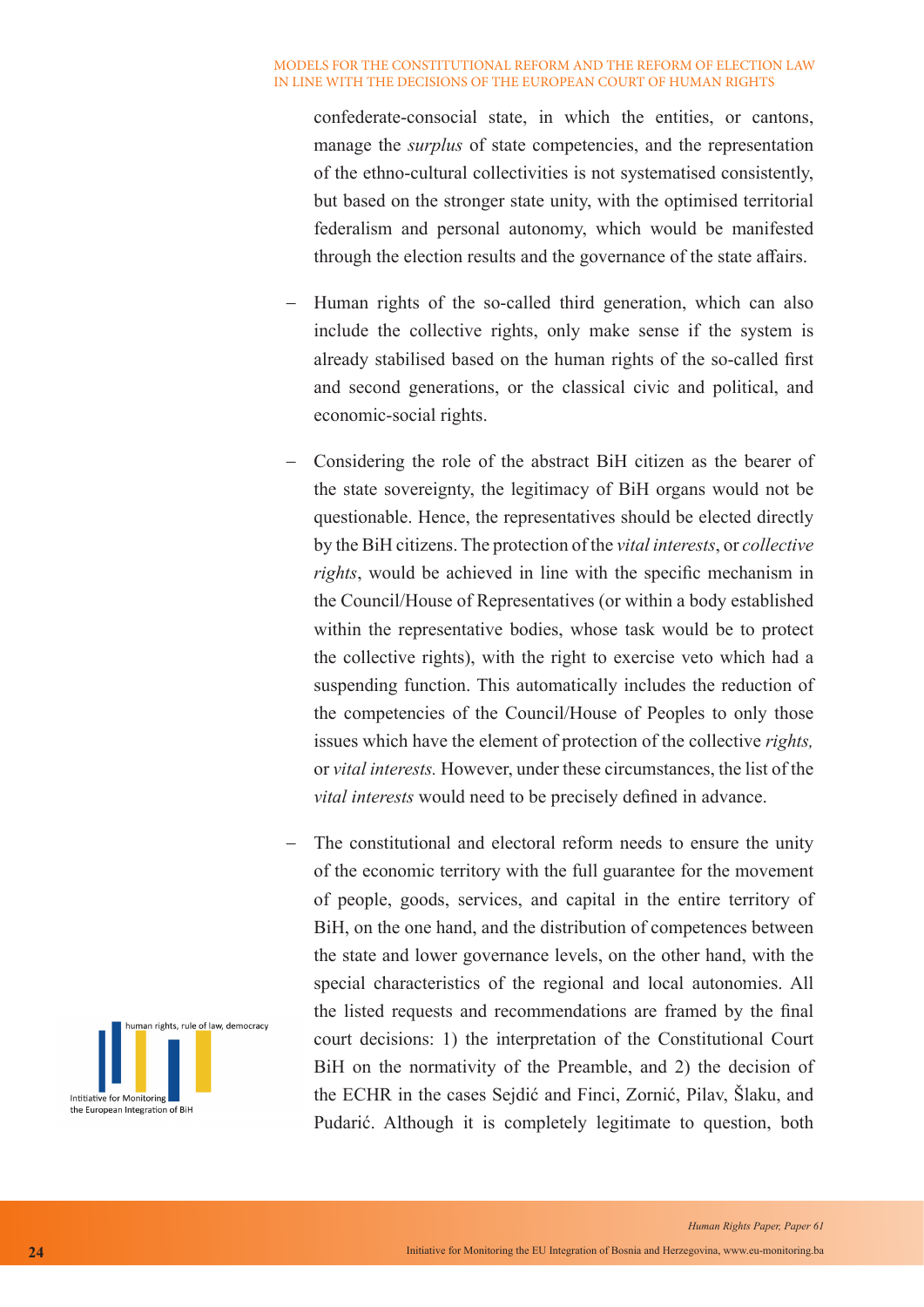confederate-consocial state, in which the entities, or cantons, manage the *surplus* of state competencies, and the representation of the ethno-cultural collectivities is not systematised consistently, but based on the stronger state unity, with the optimised territorial federalism and personal autonomy, which would be manifested through the election results and the governance of the state affairs.

– Human rights of the so-called third generation, which can also include the collective rights, only make sense if the system is already stabilised based on the human rights of the so-called first and second generations, or the classical civic and political, and economic-social rights.

– Considering the role of the abstract BiH citizen as the bearer of the state sovereignty, the legitimacy of BiH organs would not be questionable. Hence, the representatives should be elected directly by the BiH citizens. The protection of the *vital interests*, or *collective rights*, would be achieved in line with the specific mechanism in the Council/House of Representatives (or within a body established within the representative bodies, whose task would be to protect the collective rights), with the right to exercise veto which had a suspending function. This automatically includes the reduction of the competencies of the Council/House of Peoples to only those issues which have the element of protection of the collective *rights,* or *vital interests.* However, under these circumstances, the list of the *vital interests* would need to be precisely defined in advance.

– The constitutional and electoral reform needs to ensure the unity of the economic territory with the full guarantee for the movement of people, goods, services, and capital in the entire territory of BiH, on the one hand, and the distribution of competences between the state and lower governance levels, on the other hand, with the special characteristics of the regional and local autonomies. All the listed requests and recommendations are framed by the final court decisions: 1) the interpretation of the Constitutional Court BiH on the normativity of the Preamble, and 2) the decision of the ECHR in the cases Sejdić and Finci, Zornić, Pilav, Šlaku, and Pudarić. Although it is completely legitimate to question, both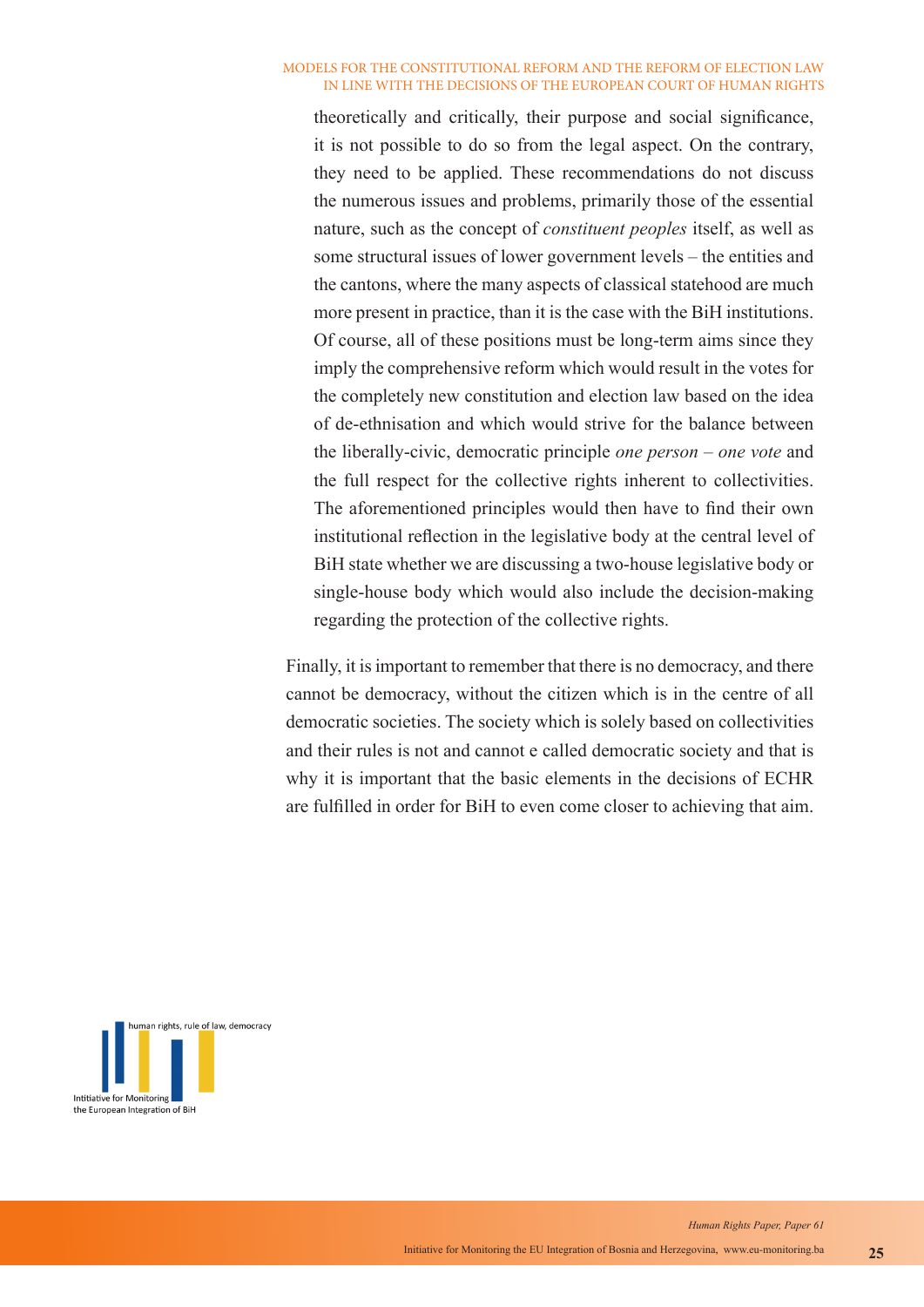theoretically and critically, their purpose and social significance, it is not possible to do so from the legal aspect. On the contrary, they need to be applied. These recommendations do not discuss the numerous issues and problems, primarily those of the essential nature, such as the concept of *constituent peoples* itself, as well as some structural issues of lower government levels – the entities and the cantons, where the many aspects of classical statehood are much more present in practice, than it is the case with the BiH institutions. Of course, all of these positions must be long-term aims since they imply the comprehensive reform which would result in the votes for the completely new constitution and election law based on the idea of de-ethnisation and which would strive for the balance between the liberally-civic, democratic principle *one person – one vote* and the full respect for the collective rights inherent to collectivities. The aforementioned principles would then have to find their own institutional reflection in the legislative body at the central level of BiH state whether we are discussing a two-house legislative body or single-house body which would also include the decision-making regarding the protection of the collective rights.

Finally, it is important to remember that there is no democracy, and there cannot be democracy, without the citizen which is in the centre of all democratic societies. The society which is solely based on collectivities and their rules is not and cannot e called democratic society and that is why it is important that the basic elements in the decisions of ECHR are fulfilled in order for BiH to even come closer to achieving that aim.

human rights, rule of law, democracy

Intitiative for Monitoring the European Integration of BiH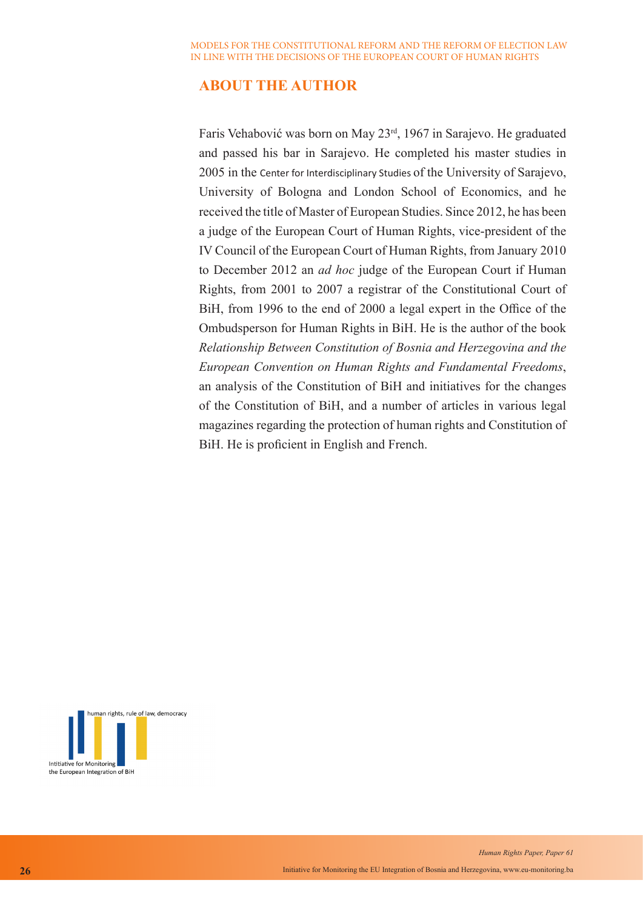## ABOUT THE AUTHOR

Faris Vehabović was born on May 23rd, 1967 in Sarajevo. He graduated and passed his bar in Sarajevo. He completed his master studies in 2005 in the Center for Interdisciplinary Studies of the University of Sarajevo, University of Bologna and London School of Economics, and he received the title of Master of European Studies. Since 2012, he has been a judge of the European Court of Human Rights, vice-president of the IV Council of the European Court of Human Rights, from January 2010 to December 2012 an *ad hoc* judge of the European Court if Human Rights, from 2001 to 2007 a registrar of the Constitutional Court of BiH, from 1996 to the end of 2000 a legal expert in the Office of the Ombudsperson for Human Rights in BiH. He is the author of the book *Relationship Between Constitution of Bosnia and Herzegovina and the European Convention on Human Rights and Fundamental Freedoms*, an analysis of the Constitution of BiH and initiatives for the changes of the Constitution of BiH, and a number of articles in various legal magazines regarding the protection of human rights and Constitution of BiH. He is proficient in English and French.

human rights, rule of law, democracy

Intitiative for Monitoring the European Integration of BiH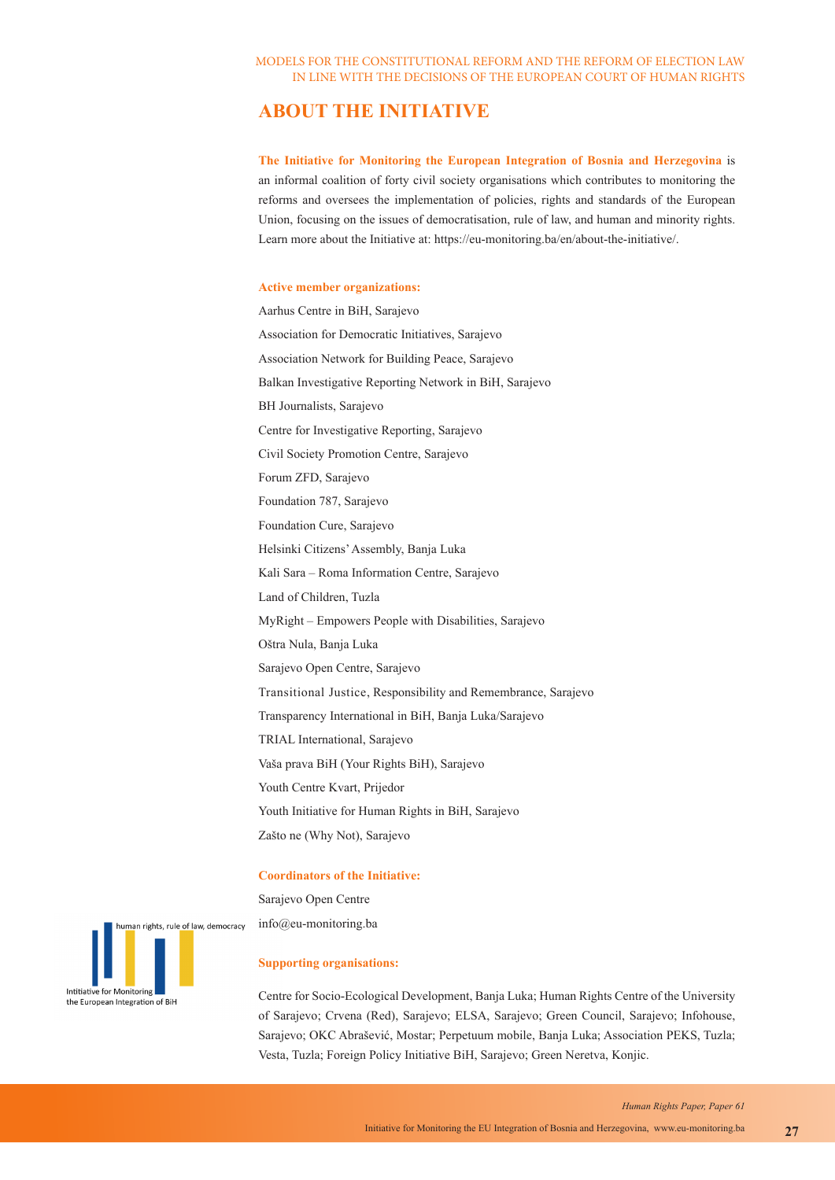# ABOUT THE INITIATIVE

**The Initiative for Monitoring the European Integration of Bosnia and Herzegovina** is an informal coalition of forty civil society organisations which contributes to monitoring the reforms and oversees the implementation of policies, rights and standards of the European Union, focusing on the issues of democratisation, rule of law, and human and minority rights. Learn more about the Initiative at: https://eu-monitoring.ba/en/about-the-initiative/.

**Active member organizations:**

Aarhus Centre in BiH, Sarajevo

Association for Democratic Initiatives, Sarajevo

Association Network for Building Peace, Sarajevo

Balkan Investigative Reporting Network in BiH, Sarajevo

BH Journalists, Sarajevo

Centre for Investigative Reporting, Sarajevo

Civil Society Promotion Centre, Sarajevo

Forum ZFD, Sarajevo

Foundation 787, Sarajevo

Foundation Cure, Sarajevo

Helsinki Citizens' Assembly, Banja Luka

Kali Sara – Roma Information Centre, Sarajevo

Land of Children, Tuzla

MyRight – Empowers People with Disabilities, Sarajevo

Oštra Nula, Banja Luka

Sarajevo Open Centre, Sarajevo

Transitional Justice, Responsibility and Remembrance, Sarajevo

Transparency International in BiH, Banja Luka/Sarajevo

TRIAL International, Sarajevo

Vaša prava BiH (Your Rights BiH), Sarajevo

Youth Centre Kvart, Prijedor

Youth Initiative for Human Rights in BiH, Sarajevo

Zašto ne (Why Not), Sarajevo

**Coordinators of the Initiative:**

Sarajevo Open Centre

info@eu-monitoring.ba

**Supporting organisations:**

Centre for Socio-Ecological Development, Banja Luka; Human Rights Centre of the University of Sarajevo; Crvena (Red), Sarajevo; ELSA, Sarajevo; Green Council, Sarajevo; Infohouse, Sarajevo; OKC Abrašević, Mostar; Perpetuum mobile, Banja Luka; Association PEKS, Tuzla; Vesta, Tuzla; Foreign Policy Initiative BiH, Sarajevo; Green Neretva, Konjic.

human rights, rule of law, democracy

Intitiative for Monitoring the European Integration of BiH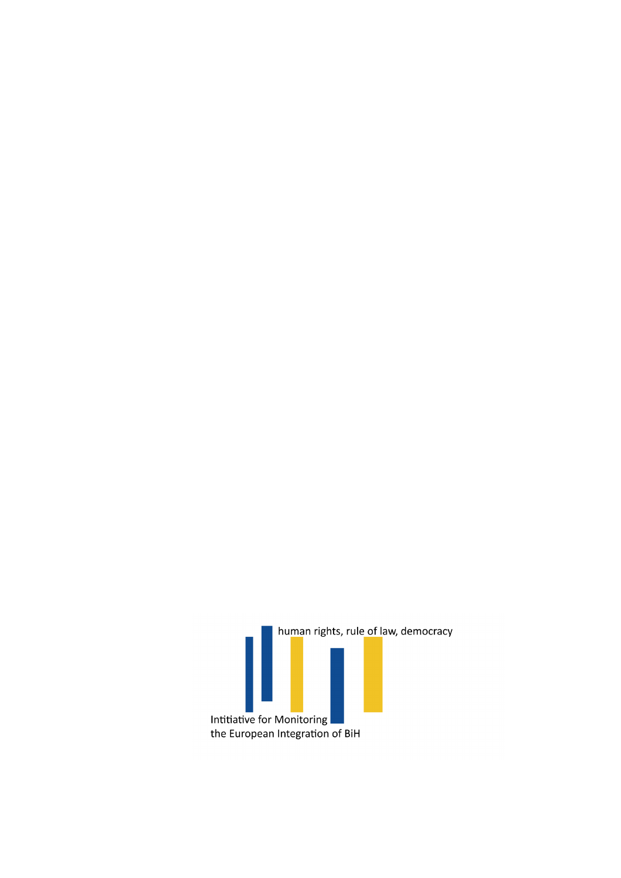human rights, rule of law, democracy

Intitiative for Monitoring
the European Integration of BiH